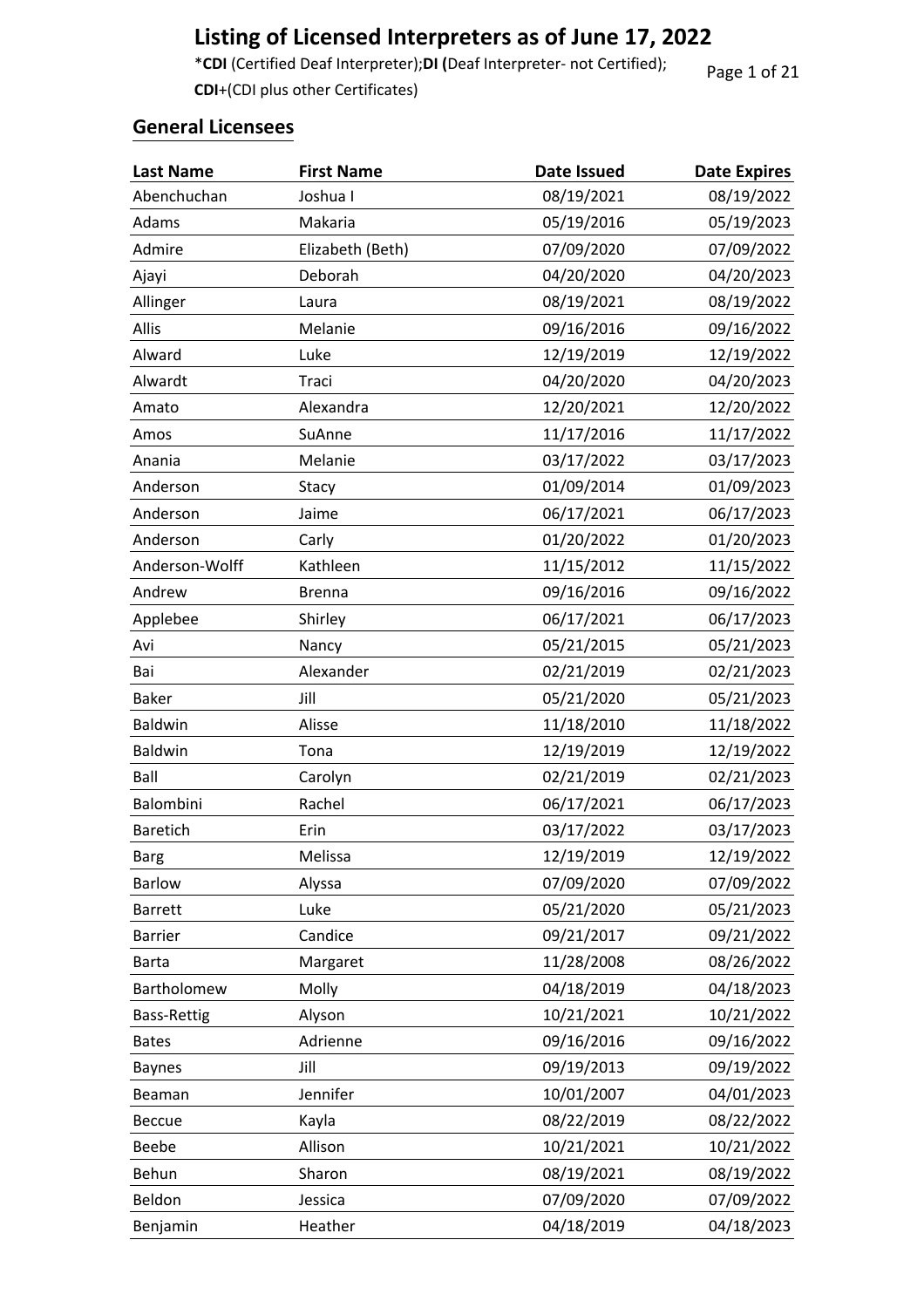# Listing of Licensed Interpreters as of June 17, 2022

***CDI** (Certified Deaf Interpreter);**DI (**Deaf Interpreter- not Certified);
**CDI**+(CDI plus other Certificates)

## General Licensees

| Last Name | First Name | Date Issued | Date Expires |
|---|---|---|---|
| Abenchuchan | Joshua I | 08/19/2021 | 08/19/2022 |
| Adams | Makaria | 05/19/2016 | 05/19/2023 |
| Admire | Elizabeth (Beth) | 07/09/2020 | 07/09/2022 |
| Ajayi | Deborah | 04/20/2020 | 04/20/2023 |
| Allinger | Laura | 08/19/2021 | 08/19/2022 |
| Allis | Melanie | 09/16/2016 | 09/16/2022 |
| Alward | Luke | 12/19/2019 | 12/19/2022 |
| Alwardt | Traci | 04/20/2020 | 04/20/2023 |
| Amato | Alexandra | 12/20/2021 | 12/20/2022 |
| Amos | SuAnne | 11/17/2016 | 11/17/2022 |
| Anania | Melanie | 03/17/2022 | 03/17/2023 |
| Anderson | Stacy | 01/09/2014 | 01/09/2023 |
| Anderson | Jaime | 06/17/2021 | 06/17/2023 |
| Anderson | Carly | 01/20/2022 | 01/20/2023 |
| Anderson-Wolff | Kathleen | 11/15/2012 | 11/15/2022 |
| Andrew | Brenna | 09/16/2016 | 09/16/2022 |
| Applebee | Shirley | 06/17/2021 | 06/17/2023 |
| Avi | Nancy | 05/21/2015 | 05/21/2023 |
| Bai | Alexander | 02/21/2019 | 02/21/2023 |
| Baker | Jill | 05/21/2020 | 05/21/2023 |
| Baldwin | Alisse | 11/18/2010 | 11/18/2022 |
| Baldwin | Tona | 12/19/2019 | 12/19/2022 |
| Ball | Carolyn | 02/21/2019 | 02/21/2023 |
| Balombini | Rachel | 06/17/2021 | 06/17/2023 |
| Baretich | Erin | 03/17/2022 | 03/17/2023 |
| Barg | Melissa | 12/19/2019 | 12/19/2022 |
| Barlow | Alyssa | 07/09/2020 | 07/09/2022 |
| Barrett | Luke | 05/21/2020 | 05/21/2023 |
| Barrier | Candice | 09/21/2017 | 09/21/2022 |
| Barta | Margaret | 11/28/2008 | 08/26/2022 |
| Bartholomew | Molly | 04/18/2019 | 04/18/2023 |
| Bass-Rettig | Alyson | 10/21/2021 | 10/21/2022 |
| Bates | Adrienne | 09/16/2016 | 09/16/2022 |
| Baynes | Jill | 09/19/2013 | 09/19/2022 |
| Beaman | Jennifer | 10/01/2007 | 04/01/2023 |
| Beccue | Kayla | 08/22/2019 | 08/22/2022 |
| Beebe | Allison | 10/21/2021 | 10/21/2022 |
| Behun | Sharon | 08/19/2021 | 08/19/2022 |
| Beldon | Jessica | 07/09/2020 | 07/09/2022 |
| Benjamin | Heather | 04/18/2019 | 04/18/2023 |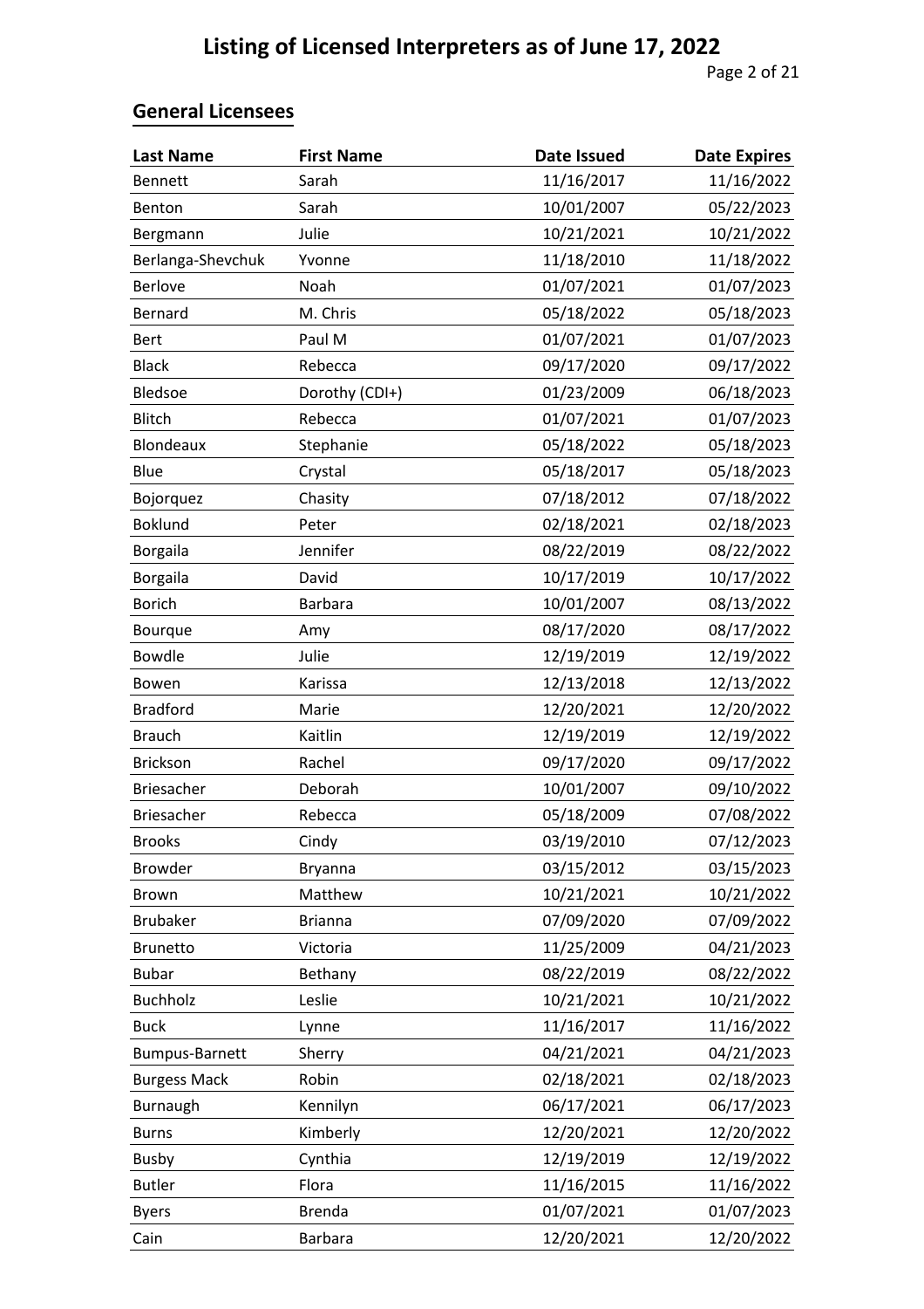## General Licensees

| Last Name | First Name | Date Issued | Date Expires |
|---|---|---|---|
| Bennett | Sarah | 11/16/2017 | 11/16/2022 |
| Benton | Sarah | 10/01/2007 | 05/22/2023 |
| Bergmann | Julie | 10/21/2021 | 10/21/2022 |
| Berlanga-Shevchuk | Yvonne | 11/18/2010 | 11/18/2022 |
| Berlove | Noah | 01/07/2021 | 01/07/2023 |
| Bernard | M. Chris | 05/18/2022 | 05/18/2023 |
| Bert | Paul M | 01/07/2021 | 01/07/2023 |
| Black | Rebecca | 09/17/2020 | 09/17/2022 |
| Bledsoe | Dorothy (CDI+) | 01/23/2009 | 06/18/2023 |
| Blitch | Rebecca | 01/07/2021 | 01/07/2023 |
| Blondeaux | Stephanie | 05/18/2022 | 05/18/2023 |
| Blue | Crystal | 05/18/2017 | 05/18/2023 |
| Bojorquez | Chasity | 07/18/2012 | 07/18/2022 |
| Boklund | Peter | 02/18/2021 | 02/18/2023 |
| Borgaila | Jennifer | 08/22/2019 | 08/22/2022 |
| Borgaila | David | 10/17/2019 | 10/17/2022 |
| Borich | Barbara | 10/01/2007 | 08/13/2022 |
| Bourque | Amy | 08/17/2020 | 08/17/2022 |
| Bowdle | Julie | 12/19/2019 | 12/19/2022 |
| Bowen | Karissa | 12/13/2018 | 12/13/2022 |
| Bradford | Marie | 12/20/2021 | 12/20/2022 |
| Brauch | Kaitlin | 12/19/2019 | 12/19/2022 |
| Brickson | Rachel | 09/17/2020 | 09/17/2022 |
| Briesacher | Deborah | 10/01/2007 | 09/10/2022 |
| Briesacher | Rebecca | 05/18/2009 | 07/08/2022 |
| Brooks | Cindy | 03/19/2010 | 07/12/2023 |
| Browder | Bryanna | 03/15/2012 | 03/15/2023 |
| Brown | Matthew | 10/21/2021 | 10/21/2022 |
| Brubaker | Brianna | 07/09/2020 | 07/09/2022 |
| Brunetto | Victoria | 11/25/2009 | 04/21/2023 |
| Bubar | Bethany | 08/22/2019 | 08/22/2022 |
| Buchholz | Leslie | 10/21/2021 | 10/21/2022 |
| Buck | Lynne | 11/16/2017 | 11/16/2022 |
| Bumpus-Barnett | Sherry | 04/21/2021 | 04/21/2023 |
| Burgess Mack | Robin | 02/18/2021 | 02/18/2023 |
| Burnaugh | Kennilyn | 06/17/2021 | 06/17/2023 |
| Burns | Kimberly | 12/20/2021 | 12/20/2022 |
| Busby | Cynthia | 12/19/2019 | 12/19/2022 |
| Butler | Flora | 11/16/2015 | 11/16/2022 |
| Byers | Brenda | 01/07/2021 | 01/07/2023 |
| Cain | Barbara | 12/20/2021 | 12/20/2022 |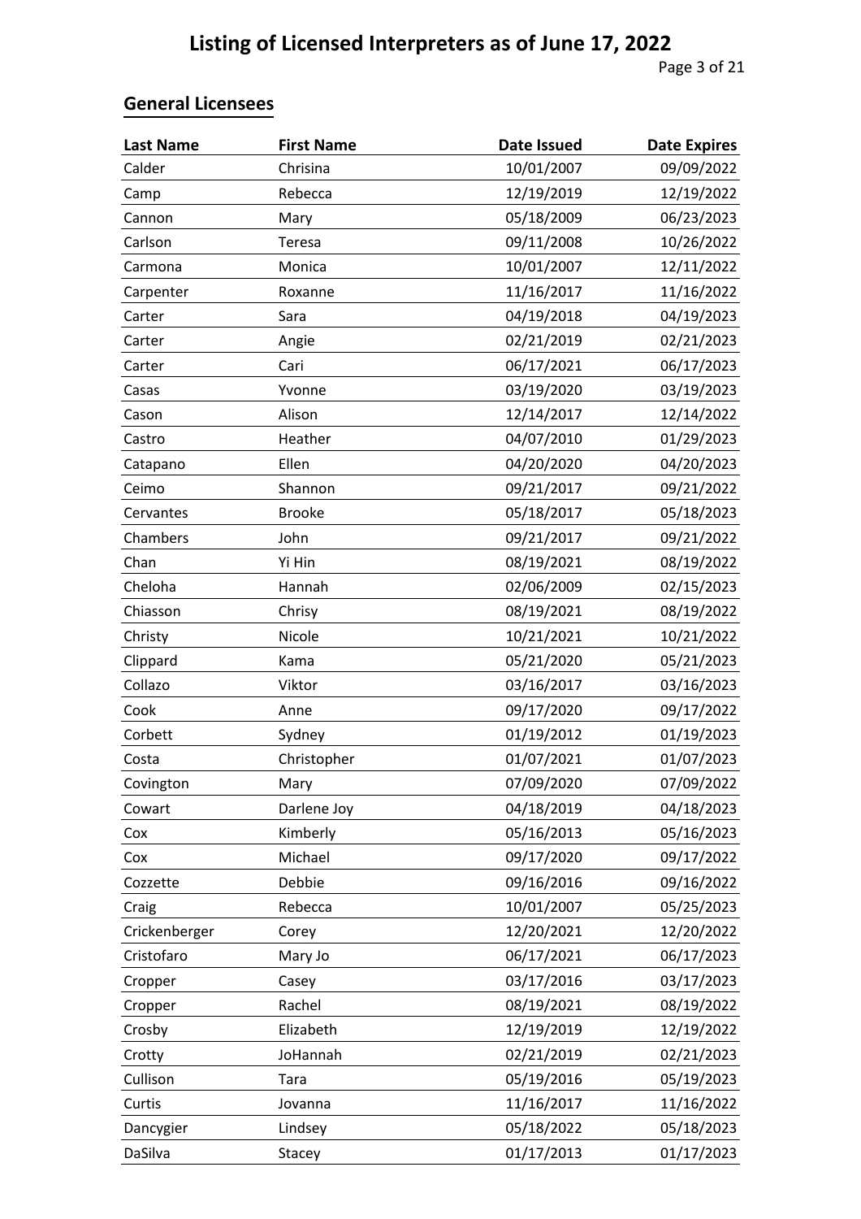# Listing of Licensed Interpreters as of June 17, 2022

## General Licensees

| Last Name | First Name | Date Issued | Date Expires |
|---|---|---|---|
| Calder | Chrisina | 10/01/2007 | 09/09/2022 |
| Camp | Rebecca | 12/19/2019 | 12/19/2022 |
| Cannon | Mary | 05/18/2009 | 06/23/2023 |
| Carlson | Teresa | 09/11/2008 | 10/26/2022 |
| Carmona | Monica | 10/01/2007 | 12/11/2022 |
| Carpenter | Roxanne | 11/16/2017 | 11/16/2022 |
| Carter | Sara | 04/19/2018 | 04/19/2023 |
| Carter | Angie | 02/21/2019 | 02/21/2023 |
| Carter | Cari | 06/17/2021 | 06/17/2023 |
| Casas | Yvonne | 03/19/2020 | 03/19/2023 |
| Cason | Alison | 12/14/2017 | 12/14/2022 |
| Castro | Heather | 04/07/2010 | 01/29/2023 |
| Catapano | Ellen | 04/20/2020 | 04/20/2023 |
| Ceimo | Shannon | 09/21/2017 | 09/21/2022 |
| Cervantes | Brooke | 05/18/2017 | 05/18/2023 |
| Chambers | John | 09/21/2017 | 09/21/2022 |
| Chan | Yi Hin | 08/19/2021 | 08/19/2022 |
| Cheloha | Hannah | 02/06/2009 | 02/15/2023 |
| Chiasson | Chrisy | 08/19/2021 | 08/19/2022 |
| Christy | Nicole | 10/21/2021 | 10/21/2022 |
| Clippard | Kama | 05/21/2020 | 05/21/2023 |
| Collazo | Viktor | 03/16/2017 | 03/16/2023 |
| Cook | Anne | 09/17/2020 | 09/17/2022 |
| Corbett | Sydney | 01/19/2012 | 01/19/2023 |
| Costa | Christopher | 01/07/2021 | 01/07/2023 |
| Covington | Mary | 07/09/2020 | 07/09/2022 |
| Cowart | Darlene Joy | 04/18/2019 | 04/18/2023 |
| Cox | Kimberly | 05/16/2013 | 05/16/2023 |
| Cox | Michael | 09/17/2020 | 09/17/2022 |
| Cozzette | Debbie | 09/16/2016 | 09/16/2022 |
| Craig | Rebecca | 10/01/2007 | 05/25/2023 |
| Crickenberger | Corey | 12/20/2021 | 12/20/2022 |
| Cristofaro | Mary Jo | 06/17/2021 | 06/17/2023 |
| Cropper | Casey | 03/17/2016 | 03/17/2023 |
| Cropper | Rachel | 08/19/2021 | 08/19/2022 |
| Crosby | Elizabeth | 12/19/2019 | 12/19/2022 |
| Crotty | JoHannah | 02/21/2019 | 02/21/2023 |
| Cullison | Tara | 05/19/2016 | 05/19/2023 |
| Curtis | Jovanna | 11/16/2017 | 11/16/2022 |
| Dancygier | Lindsey | 05/18/2022 | 05/18/2023 |
| DaSilva | Stacey | 01/17/2013 | 01/17/2023 |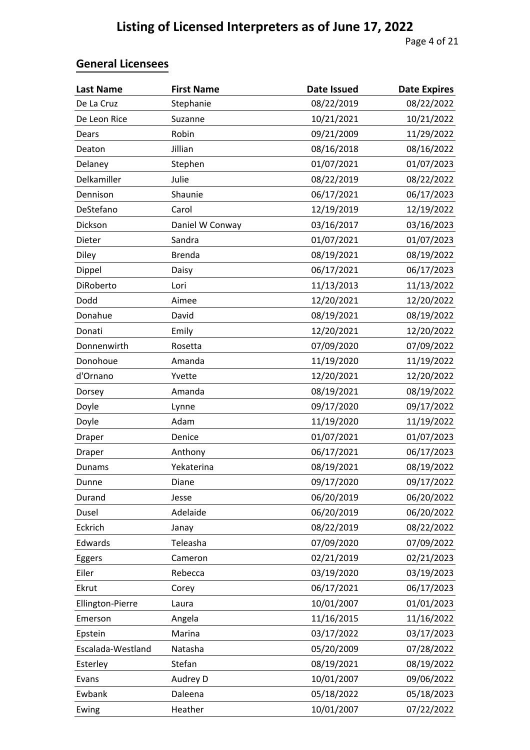# Listing of Licensed Interpreters as of June 17, 2022

## General Licensees

| Last Name | First Name | Date Issued | Date Expires |
|---|---|---|---|
| De La Cruz | Stephanie | 08/22/2019 | 08/22/2022 |
| De Leon Rice | Suzanne | 10/21/2021 | 10/21/2022 |
| Dears | Robin | 09/21/2009 | 11/29/2022 |
| Deaton | Jillian | 08/16/2018 | 08/16/2022 |
| Delaney | Stephen | 01/07/2021 | 01/07/2023 |
| Delkamiller | Julie | 08/22/2019 | 08/22/2022 |
| Dennison | Shaunie | 06/17/2021 | 06/17/2023 |
| DeStefano | Carol | 12/19/2019 | 12/19/2022 |
| Dickson | Daniel W Conway | 03/16/2017 | 03/16/2023 |
| Dieter | Sandra | 01/07/2021 | 01/07/2023 |
| Diley | Brenda | 08/19/2021 | 08/19/2022 |
| Dippel | Daisy | 06/17/2021 | 06/17/2023 |
| DiRoberto | Lori | 11/13/2013 | 11/13/2022 |
| Dodd | Aimee | 12/20/2021 | 12/20/2022 |
| Donahue | David | 08/19/2021 | 08/19/2022 |
| Donati | Emily | 12/20/2021 | 12/20/2022 |
| Donnenwirth | Rosetta | 07/09/2020 | 07/09/2022 |
| Donohoue | Amanda | 11/19/2020 | 11/19/2022 |
| d'Ornano | Yvette | 12/20/2021 | 12/20/2022 |
| Dorsey | Amanda | 08/19/2021 | 08/19/2022 |
| Doyle | Lynne | 09/17/2020 | 09/17/2022 |
| Doyle | Adam | 11/19/2020 | 11/19/2022 |
| Draper | Denice | 01/07/2021 | 01/07/2023 |
| Draper | Anthony | 06/17/2021 | 06/17/2023 |
| Dunams | Yekaterina | 08/19/2021 | 08/19/2022 |
| Dunne | Diane | 09/17/2020 | 09/17/2022 |
| Durand | Jesse | 06/20/2019 | 06/20/2022 |
| Dusel | Adelaide | 06/20/2019 | 06/20/2022 |
| Eckrich | Janay | 08/22/2019 | 08/22/2022 |
| Edwards | Teleasha | 07/09/2020 | 07/09/2022 |
| Eggers | Cameron | 02/21/2019 | 02/21/2023 |
| Eiler | Rebecca | 03/19/2020 | 03/19/2023 |
| Ekrut | Corey | 06/17/2021 | 06/17/2023 |
| Ellington-Pierre | Laura | 10/01/2007 | 01/01/2023 |
| Emerson | Angela | 11/16/2015 | 11/16/2022 |
| Epstein | Marina | 03/17/2022 | 03/17/2023 |
| Escalada-Westland | Natasha | 05/20/2009 | 07/28/2022 |
| Esterley | Stefan | 08/19/2021 | 08/19/2022 |
| Evans | Audrey D | 10/01/2007 | 09/06/2022 |
| Ewbank | Daleena | 05/18/2022 | 05/18/2023 |
| Ewing | Heather | 10/01/2007 | 07/22/2022 |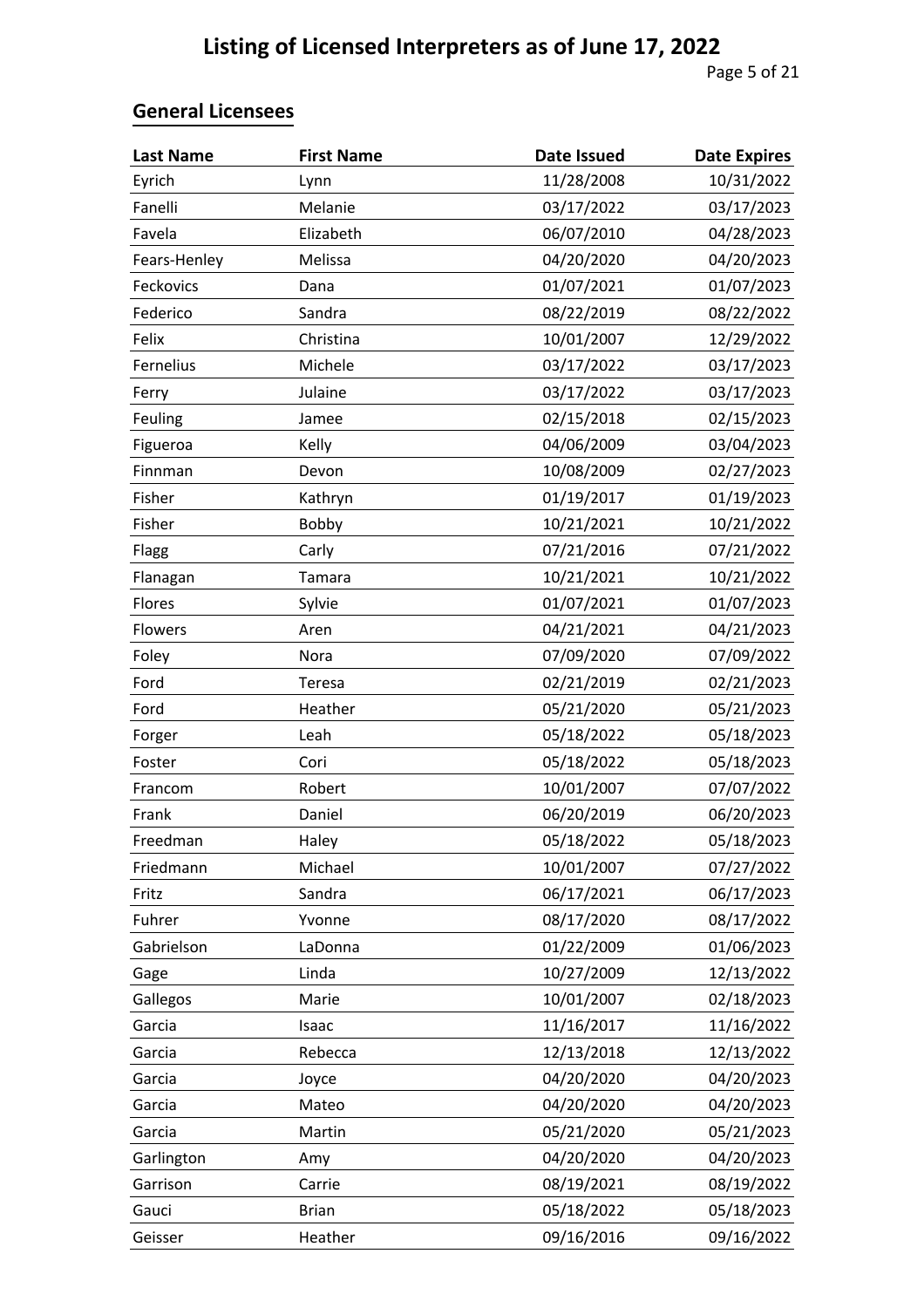# Listing of Licensed Interpreters as of June 17, 2022

## General Licensees

| Last Name | First Name | Date Issued | Date Expires |
|---|---|---|---|
| Eyrich | Lynn | 11/28/2008 | 10/31/2022 |
| Fanelli | Melanie | 03/17/2022 | 03/17/2023 |
| Favela | Elizabeth | 06/07/2010 | 04/28/2023 |
| Fears-Henley | Melissa | 04/20/2020 | 04/20/2023 |
| Feckovics | Dana | 01/07/2021 | 01/07/2023 |
| Federico | Sandra | 08/22/2019 | 08/22/2022 |
| Felix | Christina | 10/01/2007 | 12/29/2022 |
| Fernelius | Michele | 03/17/2022 | 03/17/2023 |
| Ferry | Julaine | 03/17/2022 | 03/17/2023 |
| Feuling | Jamee | 02/15/2018 | 02/15/2023 |
| Figueroa | Kelly | 04/06/2009 | 03/04/2023 |
| Finnman | Devon | 10/08/2009 | 02/27/2023 |
| Fisher | Kathryn | 01/19/2017 | 01/19/2023 |
| Fisher | Bobby | 10/21/2021 | 10/21/2022 |
| Flagg | Carly | 07/21/2016 | 07/21/2022 |
| Flanagan | Tamara | 10/21/2021 | 10/21/2022 |
| Flores | Sylvie | 01/07/2021 | 01/07/2023 |
| Flowers | Aren | 04/21/2021 | 04/21/2023 |
| Foley | Nora | 07/09/2020 | 07/09/2022 |
| Ford | Teresa | 02/21/2019 | 02/21/2023 |
| Ford | Heather | 05/21/2020 | 05/21/2023 |
| Forger | Leah | 05/18/2022 | 05/18/2023 |
| Foster | Cori | 05/18/2022 | 05/18/2023 |
| Francom | Robert | 10/01/2007 | 07/07/2022 |
| Frank | Daniel | 06/20/2019 | 06/20/2023 |
| Freedman | Haley | 05/18/2022 | 05/18/2023 |
| Friedmann | Michael | 10/01/2007 | 07/27/2022 |
| Fritz | Sandra | 06/17/2021 | 06/17/2023 |
| Fuhrer | Yvonne | 08/17/2020 | 08/17/2022 |
| Gabrielson | LaDonna | 01/22/2009 | 01/06/2023 |
| Gage | Linda | 10/27/2009 | 12/13/2022 |
| Gallegos | Marie | 10/01/2007 | 02/18/2023 |
| Garcia | Isaac | 11/16/2017 | 11/16/2022 |
| Garcia | Rebecca | 12/13/2018 | 12/13/2022 |
| Garcia | Joyce | 04/20/2020 | 04/20/2023 |
| Garcia | Mateo | 04/20/2020 | 04/20/2023 |
| Garcia | Martin | 05/21/2020 | 05/21/2023 |
| Garlington | Amy | 04/20/2020 | 04/20/2023 |
| Garrison | Carrie | 08/19/2021 | 08/19/2022 |
| Gauci | Brian | 05/18/2022 | 05/18/2023 |
| Geisser | Heather | 09/16/2016 | 09/16/2022 |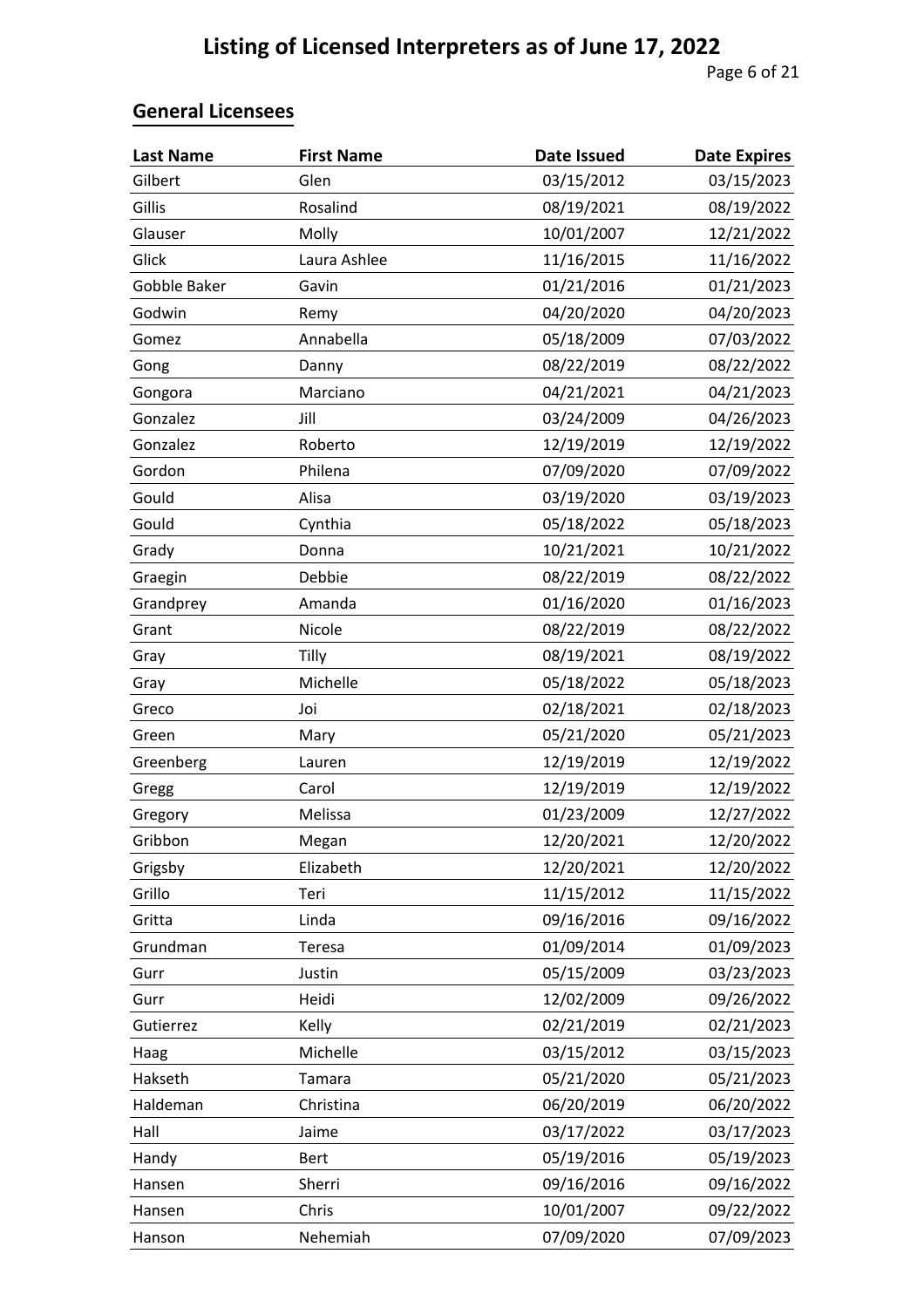# Listing of Licensed Interpreters as of June 17, 2022

## General Licensees

| Last Name | First Name | Date Issued | Date Expires |
|---|---|---|---|
| Gilbert | Glen | 03/15/2012 | 03/15/2023 |
| Gillis | Rosalind | 08/19/2021 | 08/19/2022 |
| Glauser | Molly | 10/01/2007 | 12/21/2022 |
| Glick | Laura Ashlee | 11/16/2015 | 11/16/2022 |
| Gobble Baker | Gavin | 01/21/2016 | 01/21/2023 |
| Godwin | Remy | 04/20/2020 | 04/20/2023 |
| Gomez | Annabella | 05/18/2009 | 07/03/2022 |
| Gong | Danny | 08/22/2019 | 08/22/2022 |
| Gongora | Marciano | 04/21/2021 | 04/21/2023 |
| Gonzalez | Jill | 03/24/2009 | 04/26/2023 |
| Gonzalez | Roberto | 12/19/2019 | 12/19/2022 |
| Gordon | Philena | 07/09/2020 | 07/09/2022 |
| Gould | Alisa | 03/19/2020 | 03/19/2023 |
| Gould | Cynthia | 05/18/2022 | 05/18/2023 |
| Grady | Donna | 10/21/2021 | 10/21/2022 |
| Graegin | Debbie | 08/22/2019 | 08/22/2022 |
| Grandprey | Amanda | 01/16/2020 | 01/16/2023 |
| Grant | Nicole | 08/22/2019 | 08/22/2022 |
| Gray | Tilly | 08/19/2021 | 08/19/2022 |
| Gray | Michelle | 05/18/2022 | 05/18/2023 |
| Greco | Joi | 02/18/2021 | 02/18/2023 |
| Green | Mary | 05/21/2020 | 05/21/2023 |
| Greenberg | Lauren | 12/19/2019 | 12/19/2022 |
| Gregg | Carol | 12/19/2019 | 12/19/2022 |
| Gregory | Melissa | 01/23/2009 | 12/27/2022 |
| Gribbon | Megan | 12/20/2021 | 12/20/2022 |
| Grigsby | Elizabeth | 12/20/2021 | 12/20/2022 |
| Grillo | Teri | 11/15/2012 | 11/15/2022 |
| Gritta | Linda | 09/16/2016 | 09/16/2022 |
| Grundman | Teresa | 01/09/2014 | 01/09/2023 |
| Gurr | Justin | 05/15/2009 | 03/23/2023 |
| Gurr | Heidi | 12/02/2009 | 09/26/2022 |
| Gutierrez | Kelly | 02/21/2019 | 02/21/2023 |
| Haag | Michelle | 03/15/2012 | 03/15/2023 |
| Hakseth | Tamara | 05/21/2020 | 05/21/2023 |
| Haldeman | Christina | 06/20/2019 | 06/20/2022 |
| Hall | Jaime | 03/17/2022 | 03/17/2023 |
| Handy | Bert | 05/19/2016 | 05/19/2023 |
| Hansen | Sherri | 09/16/2016 | 09/16/2022 |
| Hansen | Chris | 10/01/2007 | 09/22/2022 |
| Hanson | Nehemiah | 07/09/2020 | 07/09/2023 |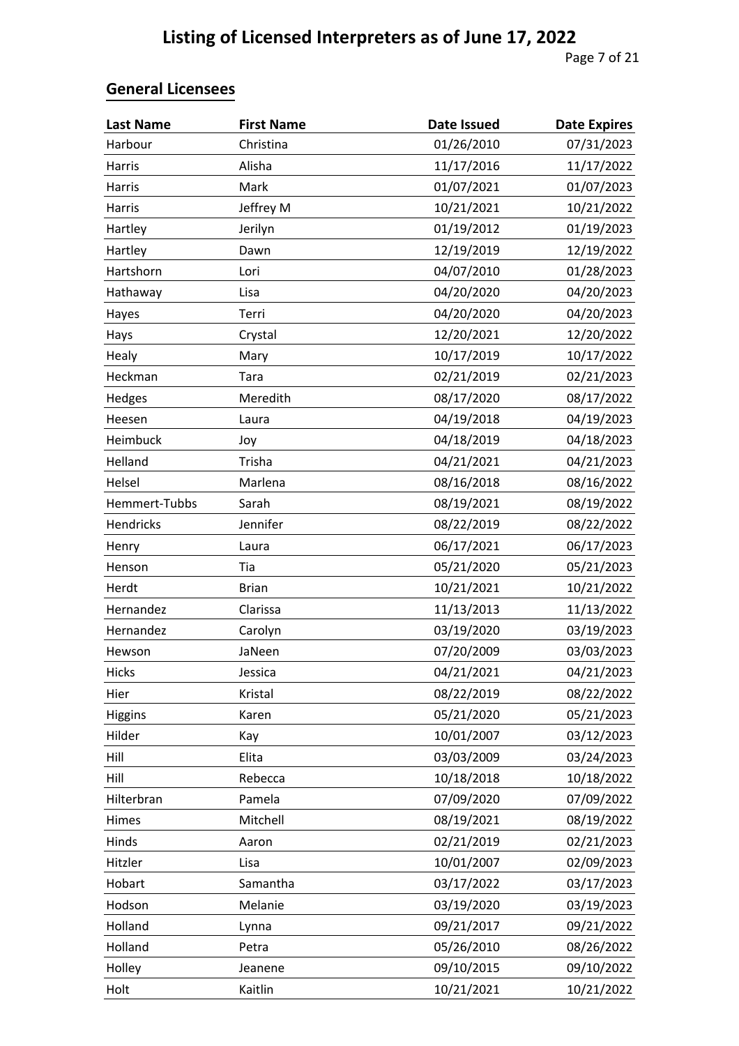# Listing of Licensed Interpreters as of June 17, 2022

## General Licensees

| Last Name | First Name | Date Issued | Date Expires |
|---|---|---|---|
| Harbour | Christina | 01/26/2010 | 07/31/2023 |
| Harris | Alisha | 11/17/2016 | 11/17/2022 |
| Harris | Mark | 01/07/2021 | 01/07/2023 |
| Harris | Jeffrey M | 10/21/2021 | 10/21/2022 |
| Hartley | Jerilyn | 01/19/2012 | 01/19/2023 |
| Hartley | Dawn | 12/19/2019 | 12/19/2022 |
| Hartshorn | Lori | 04/07/2010 | 01/28/2023 |
| Hathaway | Lisa | 04/20/2020 | 04/20/2023 |
| Hayes | Terri | 04/20/2020 | 04/20/2023 |
| Hays | Crystal | 12/20/2021 | 12/20/2022 |
| Healy | Mary | 10/17/2019 | 10/17/2022 |
| Heckman | Tara | 02/21/2019 | 02/21/2023 |
| Hedges | Meredith | 08/17/2020 | 08/17/2022 |
| Heesen | Laura | 04/19/2018 | 04/19/2023 |
| Heimbuck | Joy | 04/18/2019 | 04/18/2023 |
| Helland | Trisha | 04/21/2021 | 04/21/2023 |
| Helsel | Marlena | 08/16/2018 | 08/16/2022 |
| Hemmert-Tubbs | Sarah | 08/19/2021 | 08/19/2022 |
| Hendricks | Jennifer | 08/22/2019 | 08/22/2022 |
| Henry | Laura | 06/17/2021 | 06/17/2023 |
| Henson | Tia | 05/21/2020 | 05/21/2023 |
| Herdt | Brian | 10/21/2021 | 10/21/2022 |
| Hernandez | Clarissa | 11/13/2013 | 11/13/2022 |
| Hernandez | Carolyn | 03/19/2020 | 03/19/2023 |
| Hewson | JaNeen | 07/20/2009 | 03/03/2023 |
| Hicks | Jessica | 04/21/2021 | 04/21/2023 |
| Hier | Kristal | 08/22/2019 | 08/22/2022 |
| Higgins | Karen | 05/21/2020 | 05/21/2023 |
| Hilder | Kay | 10/01/2007 | 03/12/2023 |
| Hill | Elita | 03/03/2009 | 03/24/2023 |
| Hill | Rebecca | 10/18/2018 | 10/18/2022 |
| Hilterbran | Pamela | 07/09/2020 | 07/09/2022 |
| Himes | Mitchell | 08/19/2021 | 08/19/2022 |
| Hinds | Aaron | 02/21/2019 | 02/21/2023 |
| Hitzler | Lisa | 10/01/2007 | 02/09/2023 |
| Hobart | Samantha | 03/17/2022 | 03/17/2023 |
| Hodson | Melanie | 03/19/2020 | 03/19/2023 |
| Holland | Lynna | 09/21/2017 | 09/21/2022 |
| Holland | Petra | 05/26/2010 | 08/26/2022 |
| Holley | Jeanene | 09/10/2015 | 09/10/2022 |
| Holt | Kaitlin | 10/21/2021 | 10/21/2022 |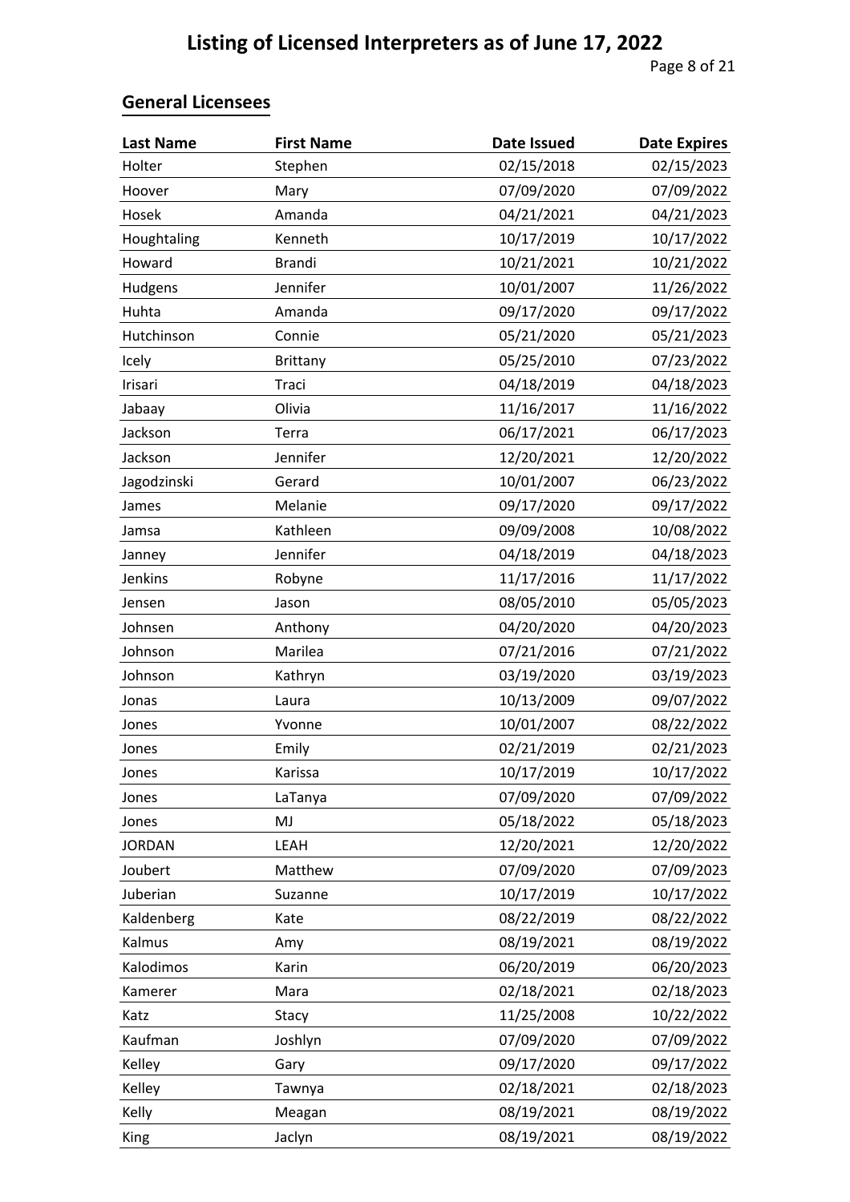# Listing of Licensed Interpreters as of June 17, 2022

## General Licensees

| Last Name | First Name | Date Issued | Date Expires |
|---|---|---|---|
| Holter | Stephen | 02/15/2018 | 02/15/2023 |
| Hoover | Mary | 07/09/2020 | 07/09/2022 |
| Hosek | Amanda | 04/21/2021 | 04/21/2023 |
| Houghtaling | Kenneth | 10/17/2019 | 10/17/2022 |
| Howard | Brandi | 10/21/2021 | 10/21/2022 |
| Hudgens | Jennifer | 10/01/2007 | 11/26/2022 |
| Huhta | Amanda | 09/17/2020 | 09/17/2022 |
| Hutchinson | Connie | 05/21/2020 | 05/21/2023 |
| Icely | Brittany | 05/25/2010 | 07/23/2022 |
| Irisari | Traci | 04/18/2019 | 04/18/2023 |
| Jabaay | Olivia | 11/16/2017 | 11/16/2022 |
| Jackson | Terra | 06/17/2021 | 06/17/2023 |
| Jackson | Jennifer | 12/20/2021 | 12/20/2022 |
| Jagodzinski | Gerard | 10/01/2007 | 06/23/2022 |
| James | Melanie | 09/17/2020 | 09/17/2022 |
| Jamsa | Kathleen | 09/09/2008 | 10/08/2022 |
| Janney | Jennifer | 04/18/2019 | 04/18/2023 |
| Jenkins | Robyne | 11/17/2016 | 11/17/2022 |
| Jensen | Jason | 08/05/2010 | 05/05/2023 |
| Johnsen | Anthony | 04/20/2020 | 04/20/2023 |
| Johnson | Marilea | 07/21/2016 | 07/21/2022 |
| Johnson | Kathryn | 03/19/2020 | 03/19/2023 |
| Jonas | Laura | 10/13/2009 | 09/07/2022 |
| Jones | Yvonne | 10/01/2007 | 08/22/2022 |
| Jones | Emily | 02/21/2019 | 02/21/2023 |
| Jones | Karissa | 10/17/2019 | 10/17/2022 |
| Jones | LaTanya | 07/09/2020 | 07/09/2022 |
| Jones | MJ | 05/18/2022 | 05/18/2023 |
| JORDAN | LEAH | 12/20/2021 | 12/20/2022 |
| Joubert | Matthew | 07/09/2020 | 07/09/2023 |
| Juberian | Suzanne | 10/17/2019 | 10/17/2022 |
| Kaldenberg | Kate | 08/22/2019 | 08/22/2022 |
| Kalmus | Amy | 08/19/2021 | 08/19/2022 |
| Kalodimos | Karin | 06/20/2019 | 06/20/2023 |
| Kamerer | Mara | 02/18/2021 | 02/18/2023 |
| Katz | Stacy | 11/25/2008 | 10/22/2022 |
| Kaufman | Joshlyn | 07/09/2020 | 07/09/2022 |
| Kelley | Gary | 09/17/2020 | 09/17/2022 |
| Kelley | Tawnya | 02/18/2021 | 02/18/2023 |
| Kelly | Meagan | 08/19/2021 | 08/19/2022 |
| King | Jaclyn | 08/19/2021 | 08/19/2022 |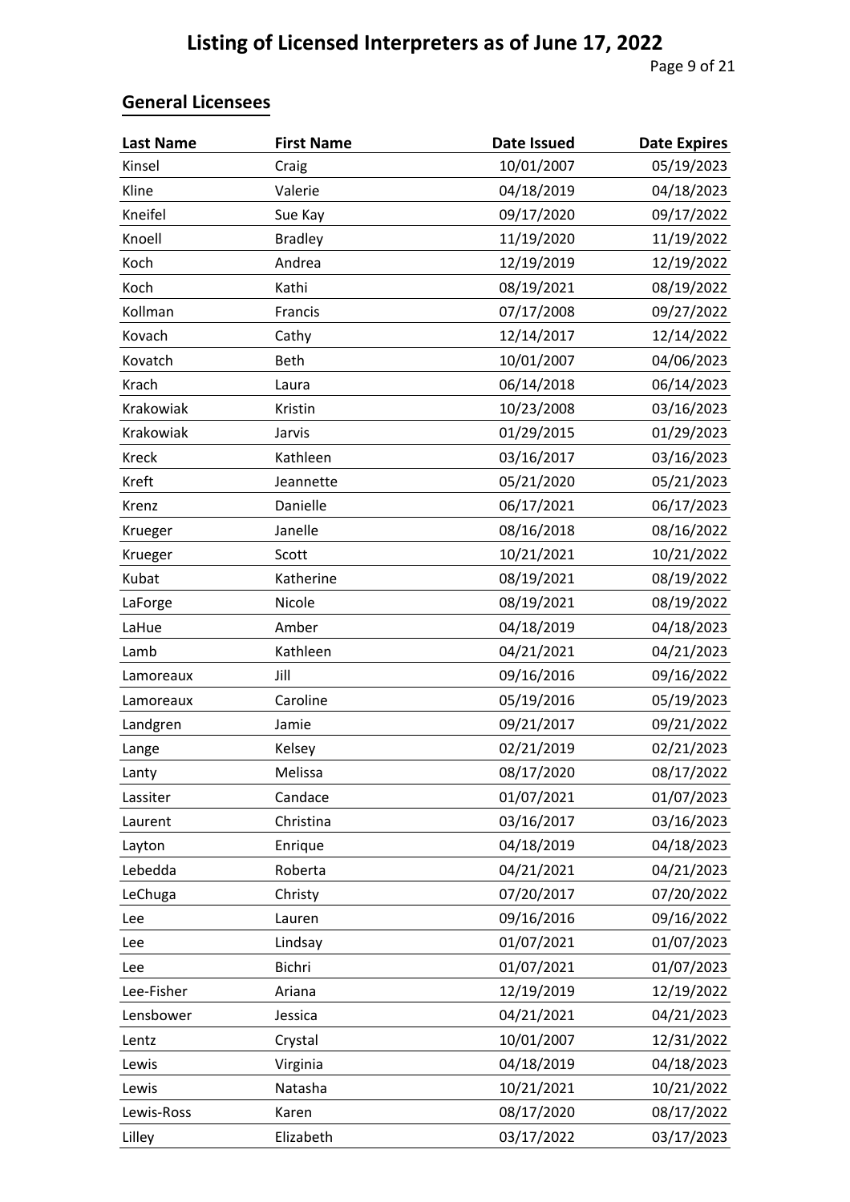# Listing of Licensed Interpreters as of June 17, 2022

## General Licensees

| Last Name | First Name | Date Issued | Date Expires |
|---|---|---|---|
| Kinsel | Craig | 10/01/2007 | 05/19/2023 |
| Kline | Valerie | 04/18/2019 | 04/18/2023 |
| Kneifel | Sue Kay | 09/17/2020 | 09/17/2022 |
| Knoell | Bradley | 11/19/2020 | 11/19/2022 |
| Koch | Andrea | 12/19/2019 | 12/19/2022 |
| Koch | Kathi | 08/19/2021 | 08/19/2022 |
| Kollman | Francis | 07/17/2008 | 09/27/2022 |
| Kovach | Cathy | 12/14/2017 | 12/14/2022 |
| Kovatch | Beth | 10/01/2007 | 04/06/2023 |
| Krach | Laura | 06/14/2018 | 06/14/2023 |
| Krakowiak | Kristin | 10/23/2008 | 03/16/2023 |
| Krakowiak | Jarvis | 01/29/2015 | 01/29/2023 |
| Kreck | Kathleen | 03/16/2017 | 03/16/2023 |
| Kreft | Jeannette | 05/21/2020 | 05/21/2023 |
| Krenz | Danielle | 06/17/2021 | 06/17/2023 |
| Krueger | Janelle | 08/16/2018 | 08/16/2022 |
| Krueger | Scott | 10/21/2021 | 10/21/2022 |
| Kubat | Katherine | 08/19/2021 | 08/19/2022 |
| LaForge | Nicole | 08/19/2021 | 08/19/2022 |
| LaHue | Amber | 04/18/2019 | 04/18/2023 |
| Lamb | Kathleen | 04/21/2021 | 04/21/2023 |
| Lamoreaux | Jill | 09/16/2016 | 09/16/2022 |
| Lamoreaux | Caroline | 05/19/2016 | 05/19/2023 |
| Landgren | Jamie | 09/21/2017 | 09/21/2022 |
| Lange | Kelsey | 02/21/2019 | 02/21/2023 |
| Lanty | Melissa | 08/17/2020 | 08/17/2022 |
| Lassiter | Candace | 01/07/2021 | 01/07/2023 |
| Laurent | Christina | 03/16/2017 | 03/16/2023 |
| Layton | Enrique | 04/18/2019 | 04/18/2023 |
| Lebedda | Roberta | 04/21/2021 | 04/21/2023 |
| LeChuga | Christy | 07/20/2017 | 07/20/2022 |
| Lee | Lauren | 09/16/2016 | 09/16/2022 |
| Lee | Lindsay | 01/07/2021 | 01/07/2023 |
| Lee | Bichri | 01/07/2021 | 01/07/2023 |
| Lee-Fisher | Ariana | 12/19/2019 | 12/19/2022 |
| Lensbower | Jessica | 04/21/2021 | 04/21/2023 |
| Lentz | Crystal | 10/01/2007 | 12/31/2022 |
| Lewis | Virginia | 04/18/2019 | 04/18/2023 |
| Lewis | Natasha | 10/21/2021 | 10/21/2022 |
| Lewis-Ross | Karen | 08/17/2020 | 08/17/2022 |
| Lilley | Elizabeth | 03/17/2022 | 03/17/2023 |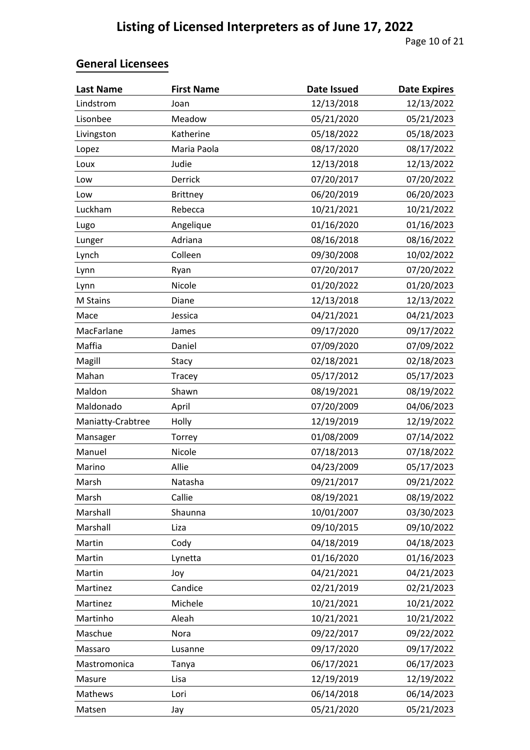# Listing of Licensed Interpreters as of June 17, 2022

## General Licensees

| Last Name | First Name | Date Issued | Date Expires |
|---|---|---|---|
| Lindstrom | Joan | 12/13/2018 | 12/13/2022 |
| Lisonbee | Meadow | 05/21/2020 | 05/21/2023 |
| Livingston | Katherine | 05/18/2022 | 05/18/2023 |
| Lopez | Maria Paola | 08/17/2020 | 08/17/2022 |
| Loux | Judie | 12/13/2018 | 12/13/2022 |
| Low | Derrick | 07/20/2017 | 07/20/2022 |
| Low | Brittney | 06/20/2019 | 06/20/2023 |
| Luckham | Rebecca | 10/21/2021 | 10/21/2022 |
| Lugo | Angelique | 01/16/2020 | 01/16/2023 |
| Lunger | Adriana | 08/16/2018 | 08/16/2022 |
| Lynch | Colleen | 09/30/2008 | 10/02/2022 |
| Lynn | Ryan | 07/20/2017 | 07/20/2022 |
| Lynn | Nicole | 01/20/2022 | 01/20/2023 |
| M Stains | Diane | 12/13/2018 | 12/13/2022 |
| Mace | Jessica | 04/21/2021 | 04/21/2023 |
| MacFarlane | James | 09/17/2020 | 09/17/2022 |
| Maffia | Daniel | 07/09/2020 | 07/09/2022 |
| Magill | Stacy | 02/18/2021 | 02/18/2023 |
| Mahan | Tracey | 05/17/2012 | 05/17/2023 |
| Maldon | Shawn | 08/19/2021 | 08/19/2022 |
| Maldonado | April | 07/20/2009 | 04/06/2023 |
| Maniatty-Crabtree | Holly | 12/19/2019 | 12/19/2022 |
| Mansager | Torrey | 01/08/2009 | 07/14/2022 |
| Manuel | Nicole | 07/18/2013 | 07/18/2022 |
| Marino | Allie | 04/23/2009 | 05/17/2023 |
| Marsh | Natasha | 09/21/2017 | 09/21/2022 |
| Marsh | Callie | 08/19/2021 | 08/19/2022 |
| Marshall | Shaunna | 10/01/2007 | 03/30/2023 |
| Marshall | Liza | 09/10/2015 | 09/10/2022 |
| Martin | Cody | 04/18/2019 | 04/18/2023 |
| Martin | Lynetta | 01/16/2020 | 01/16/2023 |
| Martin | Joy | 04/21/2021 | 04/21/2023 |
| Martinez | Candice | 02/21/2019 | 02/21/2023 |
| Martinez | Michele | 10/21/2021 | 10/21/2022 |
| Martinho | Aleah | 10/21/2021 | 10/21/2022 |
| Maschue | Nora | 09/22/2017 | 09/22/2022 |
| Massaro | Lusanne | 09/17/2020 | 09/17/2022 |
| Mastromonica | Tanya | 06/17/2021 | 06/17/2023 |
| Masure | Lisa | 12/19/2019 | 12/19/2022 |
| Mathews | Lori | 06/14/2018 | 06/14/2023 |
| Matsen | Jay | 05/21/2020 | 05/21/2023 |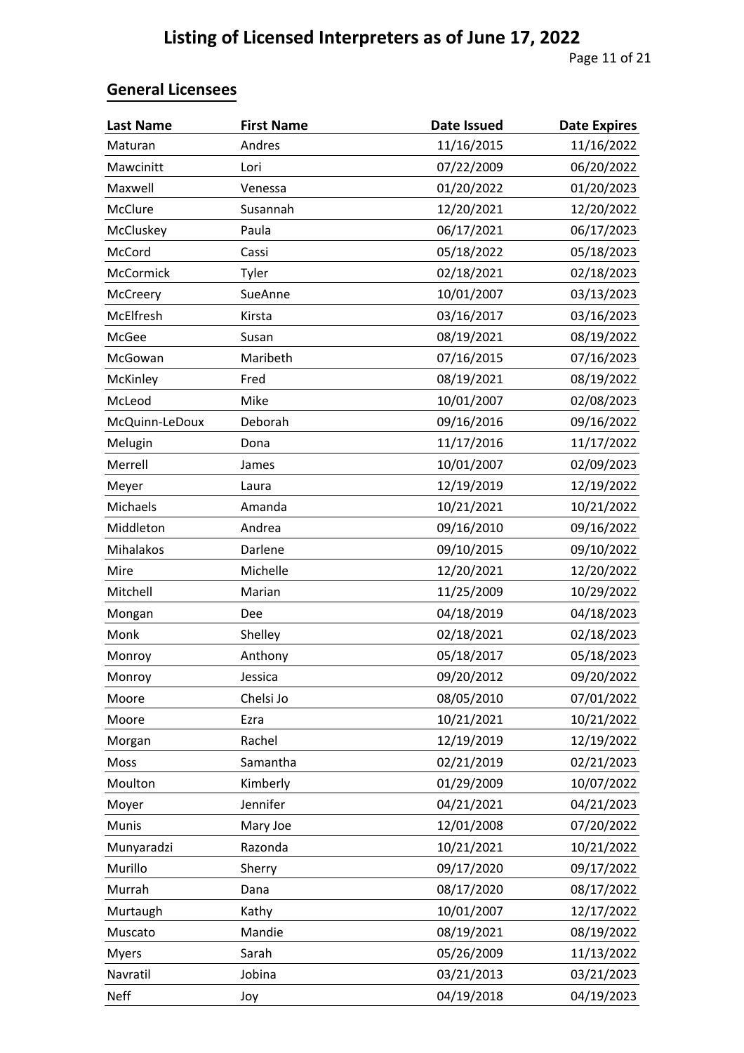# Listing of Licensed Interpreters as of June 17, 2022

## General Licensees

| Last Name | First Name | Date Issued | Date Expires |
|---|---|---|---|
| Maturan | Andres | 11/16/2015 | 11/16/2022 |
| Mawcinitt | Lori | 07/22/2009 | 06/20/2022 |
| Maxwell | Venessa | 01/20/2022 | 01/20/2023 |
| McClure | Susannah | 12/20/2021 | 12/20/2022 |
| McCluskey | Paula | 06/17/2021 | 06/17/2023 |
| McCord | Cassi | 05/18/2022 | 05/18/2023 |
| McCormick | Tyler | 02/18/2021 | 02/18/2023 |
| McCreery | SueAnne | 10/01/2007 | 03/13/2023 |
| McElfresh | Kirsta | 03/16/2017 | 03/16/2023 |
| McGee | Susan | 08/19/2021 | 08/19/2022 |
| McGowan | Maribeth | 07/16/2015 | 07/16/2023 |
| McKinley | Fred | 08/19/2021 | 08/19/2022 |
| McLeod | Mike | 10/01/2007 | 02/08/2023 |
| McQuinn-LeDoux | Deborah | 09/16/2016 | 09/16/2022 |
| Melugin | Dona | 11/17/2016 | 11/17/2022 |
| Merrell | James | 10/01/2007 | 02/09/2023 |
| Meyer | Laura | 12/19/2019 | 12/19/2022 |
| Michaels | Amanda | 10/21/2021 | 10/21/2022 |
| Middleton | Andrea | 09/16/2010 | 09/16/2022 |
| Mihalakos | Darlene | 09/10/2015 | 09/10/2022 |
| Mire | Michelle | 12/20/2021 | 12/20/2022 |
| Mitchell | Marian | 11/25/2009 | 10/29/2022 |
| Mongan | Dee | 04/18/2019 | 04/18/2023 |
| Monk | Shelley | 02/18/2021 | 02/18/2023 |
| Monroy | Anthony | 05/18/2017 | 05/18/2023 |
| Monroy | Jessica | 09/20/2012 | 09/20/2022 |
| Moore | Chelsi Jo | 08/05/2010 | 07/01/2022 |
| Moore | Ezra | 10/21/2021 | 10/21/2022 |
| Morgan | Rachel | 12/19/2019 | 12/19/2022 |
| Moss | Samantha | 02/21/2019 | 02/21/2023 |
| Moulton | Kimberly | 01/29/2009 | 10/07/2022 |
| Moyer | Jennifer | 04/21/2021 | 04/21/2023 |
| Munis | Mary Joe | 12/01/2008 | 07/20/2022 |
| Munyaradzi | Razonda | 10/21/2021 | 10/21/2022 |
| Murillo | Sherry | 09/17/2020 | 09/17/2022 |
| Murrah | Dana | 08/17/2020 | 08/17/2022 |
| Murtaugh | Kathy | 10/01/2007 | 12/17/2022 |
| Muscato | Mandie | 08/19/2021 | 08/19/2022 |
| Myers | Sarah | 05/26/2009 | 11/13/2022 |
| Navratil | Jobina | 03/21/2013 | 03/21/2023 |
| Neff | Joy | 04/19/2018 | 04/19/2023 |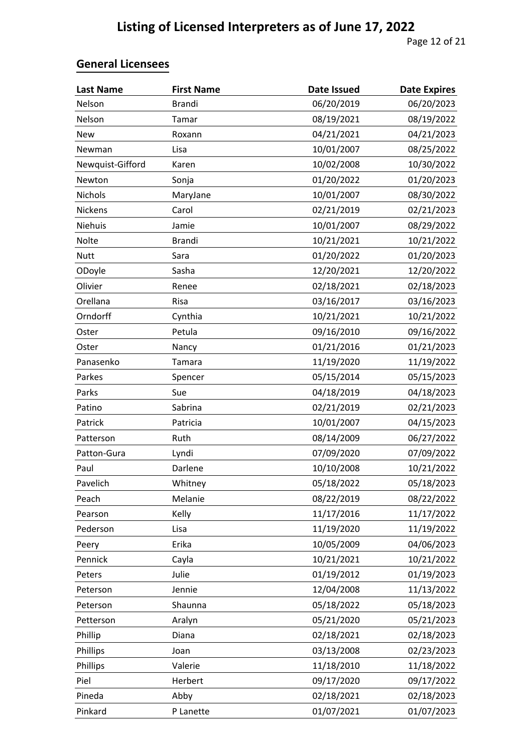# Listing of Licensed Interpreters as of June 17, 2022

## General Licensees

| Last Name | First Name | Date Issued | Date Expires |
|---|---|---|---|
| Nelson | Brandi | 06/20/2019 | 06/20/2023 |
| Nelson | Tamar | 08/19/2021 | 08/19/2022 |
| New | Roxann | 04/21/2021 | 04/21/2023 |
| Newman | Lisa | 10/01/2007 | 08/25/2022 |
| Newquist-Gifford | Karen | 10/02/2008 | 10/30/2022 |
| Newton | Sonja | 01/20/2022 | 01/20/2023 |
| Nichols | MaryJane | 10/01/2007 | 08/30/2022 |
| Nickens | Carol | 02/21/2019 | 02/21/2023 |
| Niehuis | Jamie | 10/01/2007 | 08/29/2022 |
| Nolte | Brandi | 10/21/2021 | 10/21/2022 |
| Nutt | Sara | 01/20/2022 | 01/20/2023 |
| ODoyle | Sasha | 12/20/2021 | 12/20/2022 |
| Olivier | Renee | 02/18/2021 | 02/18/2023 |
| Orellana | Risa | 03/16/2017 | 03/16/2023 |
| Orndorff | Cynthia | 10/21/2021 | 10/21/2022 |
| Oster | Petula | 09/16/2010 | 09/16/2022 |
| Oster | Nancy | 01/21/2016 | 01/21/2023 |
| Panasenko | Tamara | 11/19/2020 | 11/19/2022 |
| Parkes | Spencer | 05/15/2014 | 05/15/2023 |
| Parks | Sue | 04/18/2019 | 04/18/2023 |
| Patino | Sabrina | 02/21/2019 | 02/21/2023 |
| Patrick | Patricia | 10/01/2007 | 04/15/2023 |
| Patterson | Ruth | 08/14/2009 | 06/27/2022 |
| Patton-Gura | Lyndi | 07/09/2020 | 07/09/2022 |
| Paul | Darlene | 10/10/2008 | 10/21/2022 |
| Pavelich | Whitney | 05/18/2022 | 05/18/2023 |
| Peach | Melanie | 08/22/2019 | 08/22/2022 |
| Pearson | Kelly | 11/17/2016 | 11/17/2022 |
| Pederson | Lisa | 11/19/2020 | 11/19/2022 |
| Peery | Erika | 10/05/2009 | 04/06/2023 |
| Pennick | Cayla | 10/21/2021 | 10/21/2022 |
| Peters | Julie | 01/19/2012 | 01/19/2023 |
| Peterson | Jennie | 12/04/2008 | 11/13/2022 |
| Peterson | Shaunna | 05/18/2022 | 05/18/2023 |
| Petterson | Aralyn | 05/21/2020 | 05/21/2023 |
| Phillip | Diana | 02/18/2021 | 02/18/2023 |
| Phillips | Joan | 03/13/2008 | 02/23/2023 |
| Phillips | Valerie | 11/18/2010 | 11/18/2022 |
| Piel | Herbert | 09/17/2020 | 09/17/2022 |
| Pineda | Abby | 02/18/2021 | 02/18/2023 |
| Pinkard | P Lanette | 01/07/2021 | 01/07/2023 |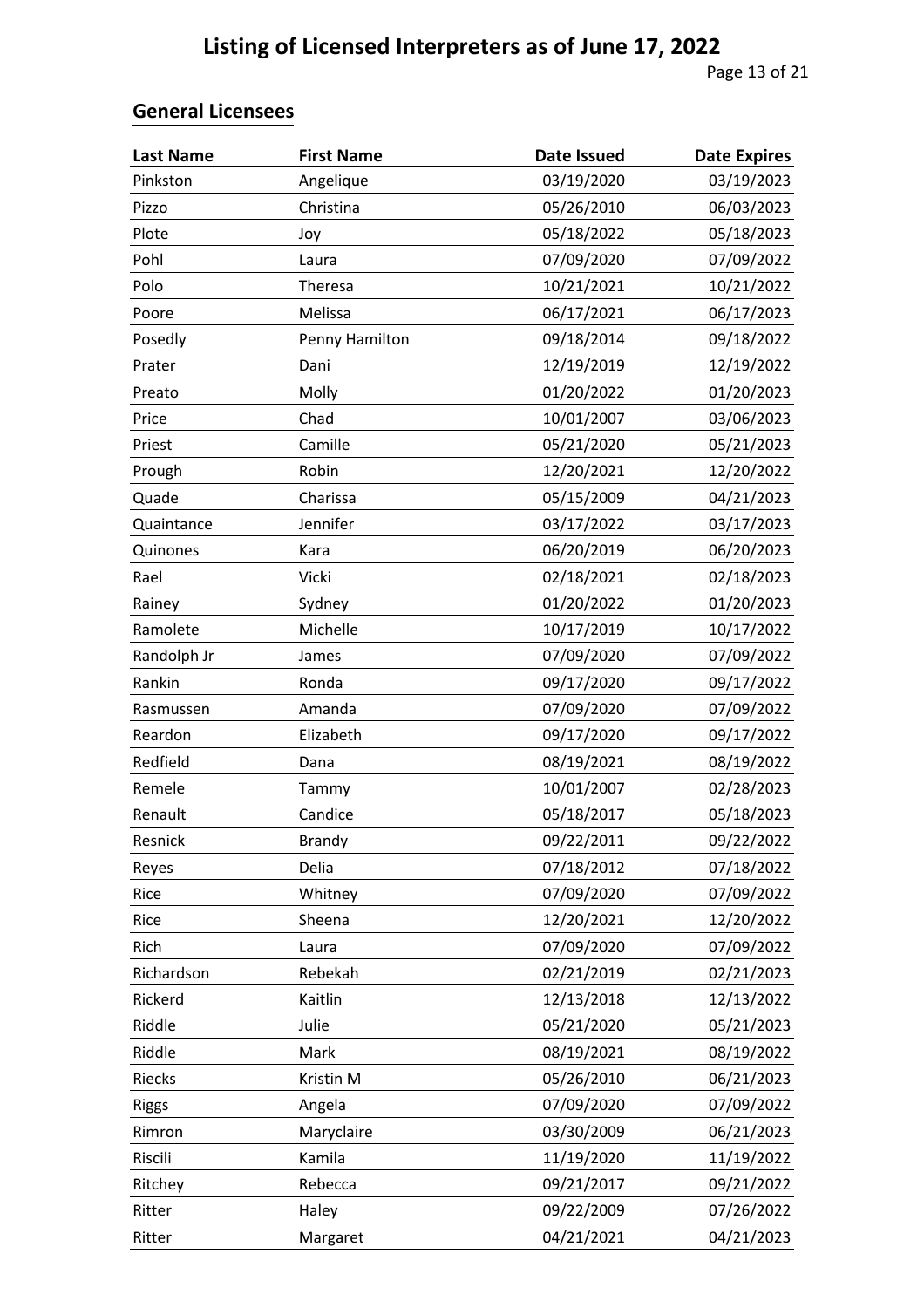# Listing of Licensed Interpreters as of June 17, 2022

## General Licensees

| Last Name | First Name | Date Issued | Date Expires |
|---|---|---|---|
| Pinkston | Angelique | 03/19/2020 | 03/19/2023 |
| Pizzo | Christina | 05/26/2010 | 06/03/2023 |
| Plote | Joy | 05/18/2022 | 05/18/2023 |
| Pohl | Laura | 07/09/2020 | 07/09/2022 |
| Polo | Theresa | 10/21/2021 | 10/21/2022 |
| Poore | Melissa | 06/17/2021 | 06/17/2023 |
| Posedly | Penny Hamilton | 09/18/2014 | 09/18/2022 |
| Prater | Dani | 12/19/2019 | 12/19/2022 |
| Preato | Molly | 01/20/2022 | 01/20/2023 |
| Price | Chad | 10/01/2007 | 03/06/2023 |
| Priest | Camille | 05/21/2020 | 05/21/2023 |
| Prough | Robin | 12/20/2021 | 12/20/2022 |
| Quade | Charissa | 05/15/2009 | 04/21/2023 |
| Quaintance | Jennifer | 03/17/2022 | 03/17/2023 |
| Quinones | Kara | 06/20/2019 | 06/20/2023 |
| Rael | Vicki | 02/18/2021 | 02/18/2023 |
| Rainey | Sydney | 01/20/2022 | 01/20/2023 |
| Ramolete | Michelle | 10/17/2019 | 10/17/2022 |
| Randolph Jr | James | 07/09/2020 | 07/09/2022 |
| Rankin | Ronda | 09/17/2020 | 09/17/2022 |
| Rasmussen | Amanda | 07/09/2020 | 07/09/2022 |
| Reardon | Elizabeth | 09/17/2020 | 09/17/2022 |
| Redfield | Dana | 08/19/2021 | 08/19/2022 |
| Remele | Tammy | 10/01/2007 | 02/28/2023 |
| Renault | Candice | 05/18/2017 | 05/18/2023 |
| Resnick | Brandy | 09/22/2011 | 09/22/2022 |
| Reyes | Delia | 07/18/2012 | 07/18/2022 |
| Rice | Whitney | 07/09/2020 | 07/09/2022 |
| Rice | Sheena | 12/20/2021 | 12/20/2022 |
| Rich | Laura | 07/09/2020 | 07/09/2022 |
| Richardson | Rebekah | 02/21/2019 | 02/21/2023 |
| Rickerd | Kaitlin | 12/13/2018 | 12/13/2022 |
| Riddle | Julie | 05/21/2020 | 05/21/2023 |
| Riddle | Mark | 08/19/2021 | 08/19/2022 |
| Riecks | Kristin M | 05/26/2010 | 06/21/2023 |
| Riggs | Angela | 07/09/2020 | 07/09/2022 |
| Rimron | Maryclaire | 03/30/2009 | 06/21/2023 |
| Riscili | Kamila | 11/19/2020 | 11/19/2022 |
| Ritchey | Rebecca | 09/21/2017 | 09/21/2022 |
| Ritter | Haley | 09/22/2009 | 07/26/2022 |
| Ritter | Margaret | 04/21/2021 | 04/21/2023 |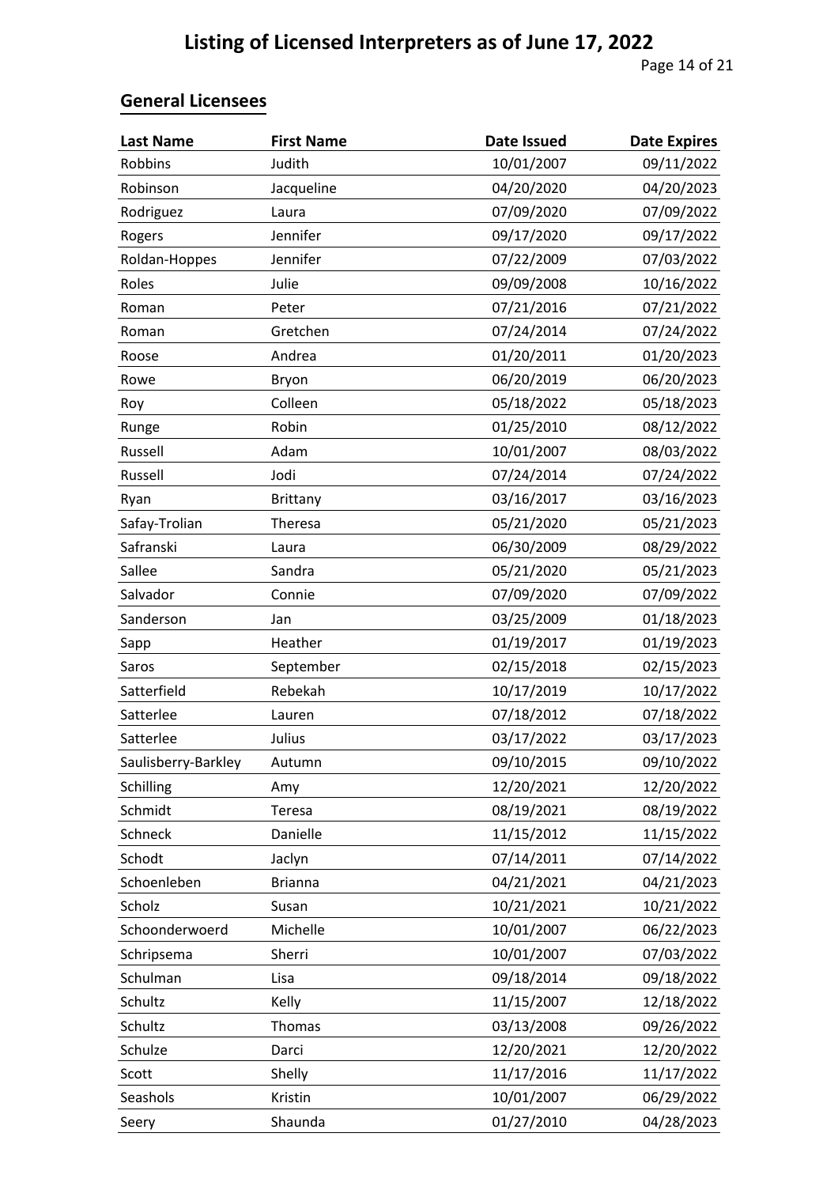# Listing of Licensed Interpreters as of June 17, 2022

## General Licensees

| Last Name | First Name | Date Issued | Date Expires |
|---|---|---|---|
| Robbins | Judith | 10/01/2007 | 09/11/2022 |
| Robinson | Jacqueline | 04/20/2020 | 04/20/2023 |
| Rodriguez | Laura | 07/09/2020 | 07/09/2022 |
| Rogers | Jennifer | 09/17/2020 | 09/17/2022 |
| Roldan-Hoppes | Jennifer | 07/22/2009 | 07/03/2022 |
| Roles | Julie | 09/09/2008 | 10/16/2022 |
| Roman | Peter | 07/21/2016 | 07/21/2022 |
| Roman | Gretchen | 07/24/2014 | 07/24/2022 |
| Roose | Andrea | 01/20/2011 | 01/20/2023 |
| Rowe | Bryon | 06/20/2019 | 06/20/2023 |
| Roy | Colleen | 05/18/2022 | 05/18/2023 |
| Runge | Robin | 01/25/2010 | 08/12/2022 |
| Russell | Adam | 10/01/2007 | 08/03/2022 |
| Russell | Jodi | 07/24/2014 | 07/24/2022 |
| Ryan | Brittany | 03/16/2017 | 03/16/2023 |
| Safay-Trolian | Theresa | 05/21/2020 | 05/21/2023 |
| Safranski | Laura | 06/30/2009 | 08/29/2022 |
| Sallee | Sandra | 05/21/2020 | 05/21/2023 |
| Salvador | Connie | 07/09/2020 | 07/09/2022 |
| Sanderson | Jan | 03/25/2009 | 01/18/2023 |
| Sapp | Heather | 01/19/2017 | 01/19/2023 |
| Saros | September | 02/15/2018 | 02/15/2023 |
| Satterfield | Rebekah | 10/17/2019 | 10/17/2022 |
| Satterlee | Lauren | 07/18/2012 | 07/18/2022 |
| Satterlee | Julius | 03/17/2022 | 03/17/2023 |
| Saulisberry-Barkley | Autumn | 09/10/2015 | 09/10/2022 |
| Schilling | Amy | 12/20/2021 | 12/20/2022 |
| Schmidt | Teresa | 08/19/2021 | 08/19/2022 |
| Schneck | Danielle | 11/15/2012 | 11/15/2022 |
| Schodt | Jaclyn | 07/14/2011 | 07/14/2022 |
| Schoenleben | Brianna | 04/21/2021 | 04/21/2023 |
| Scholz | Susan | 10/21/2021 | 10/21/2022 |
| Schoonderwoerd | Michelle | 10/01/2007 | 06/22/2023 |
| Schripsema | Sherri | 10/01/2007 | 07/03/2022 |
| Schulman | Lisa | 09/18/2014 | 09/18/2022 |
| Schultz | Kelly | 11/15/2007 | 12/18/2022 |
| Schultz | Thomas | 03/13/2008 | 09/26/2022 |
| Schulze | Darci | 12/20/2021 | 12/20/2022 |
| Scott | Shelly | 11/17/2016 | 11/17/2022 |
| Seashols | Kristin | 10/01/2007 | 06/29/2022 |
| Seery | Shaunda | 01/27/2010 | 04/28/2023 |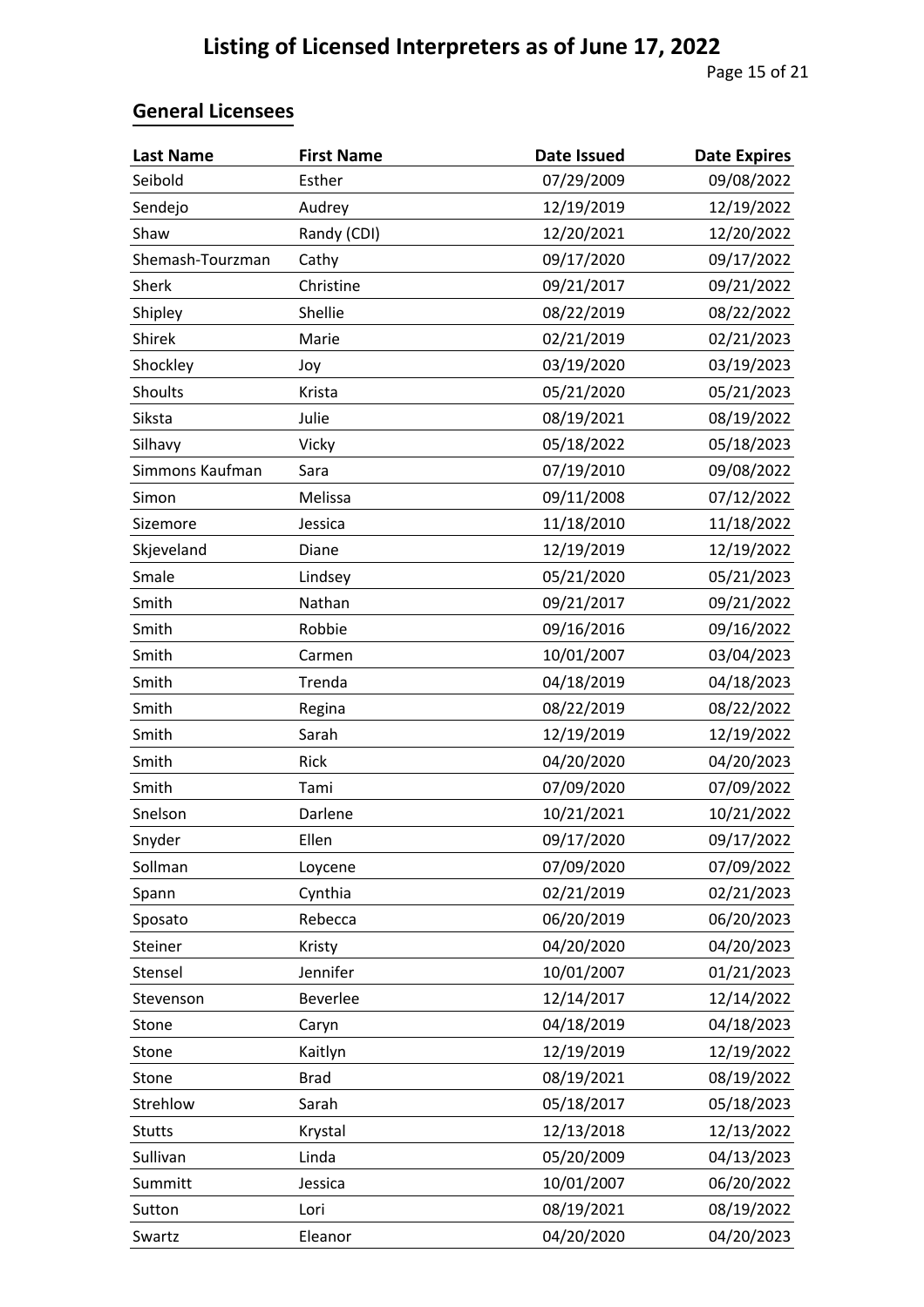# Listing of Licensed Interpreters as of June 17, 2022

## General Licensees

| Last Name | First Name | Date Issued | Date Expires |
|---|---|---|---|
| Seibold | Esther | 07/29/2009 | 09/08/2022 |
| Sendejo | Audrey | 12/19/2019 | 12/19/2022 |
| Shaw | Randy (CDI) | 12/20/2021 | 12/20/2022 |
| Shemash-Tourzman | Cathy | 09/17/2020 | 09/17/2022 |
| Sherk | Christine | 09/21/2017 | 09/21/2022 |
| Shipley | Shellie | 08/22/2019 | 08/22/2022 |
| Shirek | Marie | 02/21/2019 | 02/21/2023 |
| Shockley | Joy | 03/19/2020 | 03/19/2023 |
| Shoults | Krista | 05/21/2020 | 05/21/2023 |
| Siksta | Julie | 08/19/2021 | 08/19/2022 |
| Silhavy | Vicky | 05/18/2022 | 05/18/2023 |
| Simmons Kaufman | Sara | 07/19/2010 | 09/08/2022 |
| Simon | Melissa | 09/11/2008 | 07/12/2022 |
| Sizemore | Jessica | 11/18/2010 | 11/18/2022 |
| Skjeveland | Diane | 12/19/2019 | 12/19/2022 |
| Smale | Lindsey | 05/21/2020 | 05/21/2023 |
| Smith | Nathan | 09/21/2017 | 09/21/2022 |
| Smith | Robbie | 09/16/2016 | 09/16/2022 |
| Smith | Carmen | 10/01/2007 | 03/04/2023 |
| Smith | Trenda | 04/18/2019 | 04/18/2023 |
| Smith | Regina | 08/22/2019 | 08/22/2022 |
| Smith | Sarah | 12/19/2019 | 12/19/2022 |
| Smith | Rick | 04/20/2020 | 04/20/2023 |
| Smith | Tami | 07/09/2020 | 07/09/2022 |
| Snelson | Darlene | 10/21/2021 | 10/21/2022 |
| Snyder | Ellen | 09/17/2020 | 09/17/2022 |
| Sollman | Loycene | 07/09/2020 | 07/09/2022 |
| Spann | Cynthia | 02/21/2019 | 02/21/2023 |
| Sposato | Rebecca | 06/20/2019 | 06/20/2023 |
| Steiner | Kristy | 04/20/2020 | 04/20/2023 |
| Stensel | Jennifer | 10/01/2007 | 01/21/2023 |
| Stevenson | Beverlee | 12/14/2017 | 12/14/2022 |
| Stone | Caryn | 04/18/2019 | 04/18/2023 |
| Stone | Kaitlyn | 12/19/2019 | 12/19/2022 |
| Stone | Brad | 08/19/2021 | 08/19/2022 |
| Strehlow | Sarah | 05/18/2017 | 05/18/2023 |
| Stutts | Krystal | 12/13/2018 | 12/13/2022 |
| Sullivan | Linda | 05/20/2009 | 04/13/2023 |
| Summitt | Jessica | 10/01/2007 | 06/20/2022 |
| Sutton | Lori | 08/19/2021 | 08/19/2022 |
| Swartz | Eleanor | 04/20/2020 | 04/20/2023 |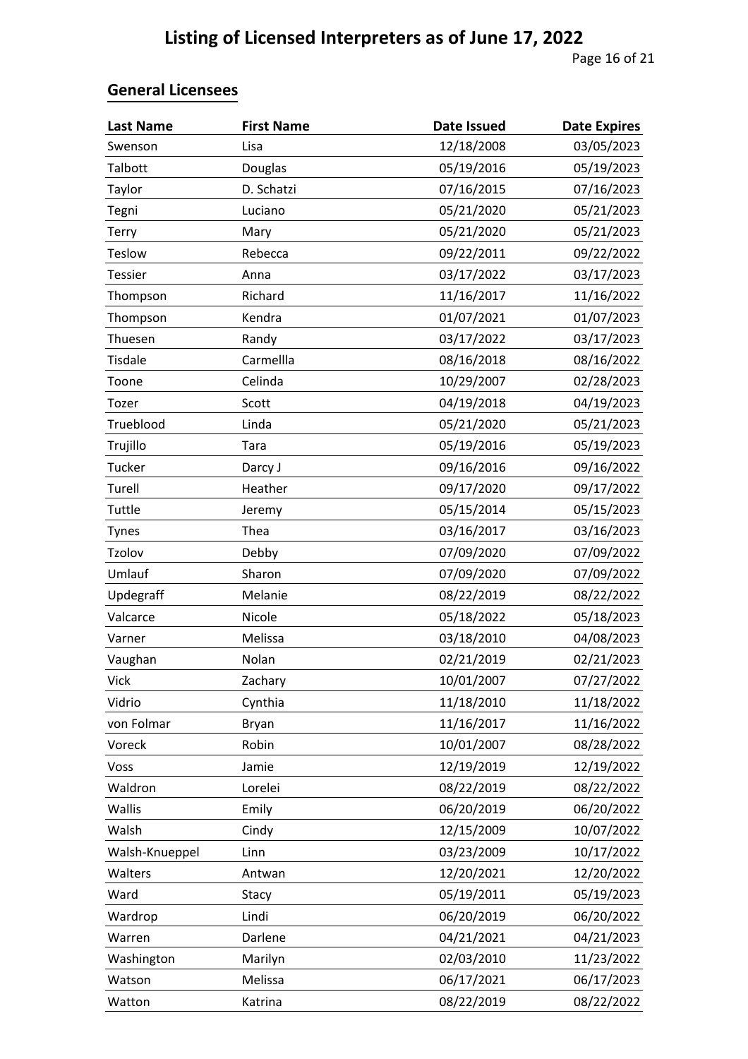# Listing of Licensed Interpreters as of June 17, 2022

## General Licensees

| Last Name | First Name | Date Issued | Date Expires |
|---|---|---|---|
| Swenson | Lisa | 12/18/2008 | 03/05/2023 |
| Talbott | Douglas | 05/19/2016 | 05/19/2023 |
| Taylor | D. Schatzi | 07/16/2015 | 07/16/2023 |
| Tegni | Luciano | 05/21/2020 | 05/21/2023 |
| Terry | Mary | 05/21/2020 | 05/21/2023 |
| Teslow | Rebecca | 09/22/2011 | 09/22/2022 |
| Tessier | Anna | 03/17/2022 | 03/17/2023 |
| Thompson | Richard | 11/16/2017 | 11/16/2022 |
| Thompson | Kendra | 01/07/2021 | 01/07/2023 |
| Thuesen | Randy | 03/17/2022 | 03/17/2023 |
| Tisdale | Carmellla | 08/16/2018 | 08/16/2022 |
| Toone | Celinda | 10/29/2007 | 02/28/2023 |
| Tozer | Scott | 04/19/2018 | 04/19/2023 |
| Trueblood | Linda | 05/21/2020 | 05/21/2023 |
| Trujillo | Tara | 05/19/2016 | 05/19/2023 |
| Tucker | Darcy J | 09/16/2016 | 09/16/2022 |
| Turell | Heather | 09/17/2020 | 09/17/2022 |
| Tuttle | Jeremy | 05/15/2014 | 05/15/2023 |
| Tynes | Thea | 03/16/2017 | 03/16/2023 |
| Tzolov | Debby | 07/09/2020 | 07/09/2022 |
| Umlauf | Sharon | 07/09/2020 | 07/09/2022 |
| Updegraff | Melanie | 08/22/2019 | 08/22/2022 |
| Valcarce | Nicole | 05/18/2022 | 05/18/2023 |
| Varner | Melissa | 03/18/2010 | 04/08/2023 |
| Vaughan | Nolan | 02/21/2019 | 02/21/2023 |
| Vick | Zachary | 10/01/2007 | 07/27/2022 |
| Vidrio | Cynthia | 11/18/2010 | 11/18/2022 |
| von Folmar | Bryan | 11/16/2017 | 11/16/2022 |
| Voreck | Robin | 10/01/2007 | 08/28/2022 |
| Voss | Jamie | 12/19/2019 | 12/19/2022 |
| Waldron | Lorelei | 08/22/2019 | 08/22/2022 |
| Wallis | Emily | 06/20/2019 | 06/20/2022 |
| Walsh | Cindy | 12/15/2009 | 10/07/2022 |
| Walsh-Knueppel | Linn | 03/23/2009 | 10/17/2022 |
| Walters | Antwan | 12/20/2021 | 12/20/2022 |
| Ward | Stacy | 05/19/2011 | 05/19/2023 |
| Wardrop | Lindi | 06/20/2019 | 06/20/2022 |
| Warren | Darlene | 04/21/2021 | 04/21/2023 |
| Washington | Marilyn | 02/03/2010 | 11/23/2022 |
| Watson | Melissa | 06/17/2021 | 06/17/2023 |
| Watton | Katrina | 08/22/2019 | 08/22/2022 |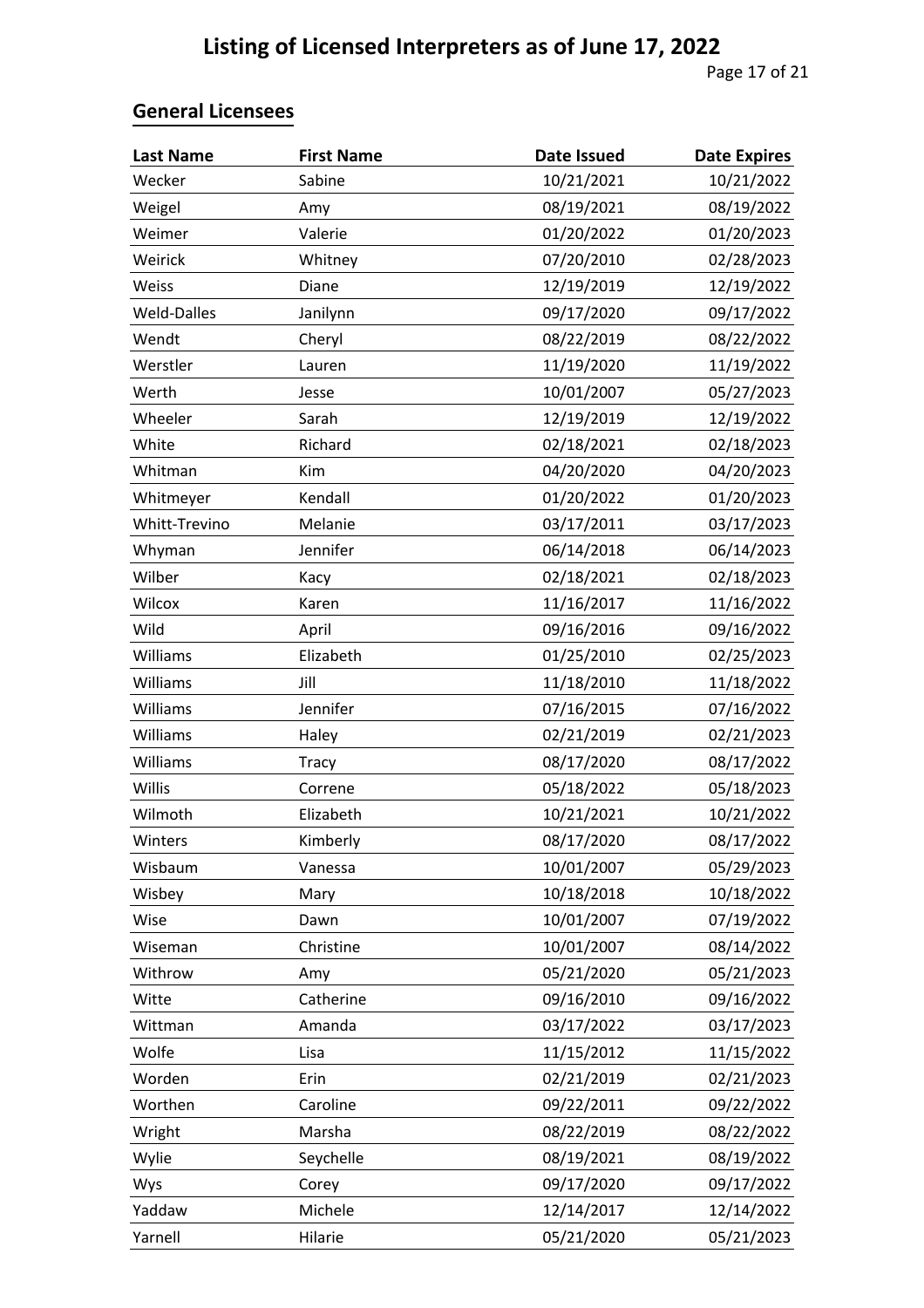# Listing of Licensed Interpreters as of June 17, 2022

## General Licensees

| Last Name | First Name | Date Issued | Date Expires |
|---|---|---|---|
| Wecker | Sabine | 10/21/2021 | 10/21/2022 |
| Weigel | Amy | 08/19/2021 | 08/19/2022 |
| Weimer | Valerie | 01/20/2022 | 01/20/2023 |
| Weirick | Whitney | 07/20/2010 | 02/28/2023 |
| Weiss | Diane | 12/19/2019 | 12/19/2022 |
| Weld-Dalles | Janilynn | 09/17/2020 | 09/17/2022 |
| Wendt | Cheryl | 08/22/2019 | 08/22/2022 |
| Werstler | Lauren | 11/19/2020 | 11/19/2022 |
| Werth | Jesse | 10/01/2007 | 05/27/2023 |
| Wheeler | Sarah | 12/19/2019 | 12/19/2022 |
| White | Richard | 02/18/2021 | 02/18/2023 |
| Whitman | Kim | 04/20/2020 | 04/20/2023 |
| Whitmeyer | Kendall | 01/20/2022 | 01/20/2023 |
| Whitt-Trevino | Melanie | 03/17/2011 | 03/17/2023 |
| Whyman | Jennifer | 06/14/2018 | 06/14/2023 |
| Wilber | Kacy | 02/18/2021 | 02/18/2023 |
| Wilcox | Karen | 11/16/2017 | 11/16/2022 |
| Wild | April | 09/16/2016 | 09/16/2022 |
| Williams | Elizabeth | 01/25/2010 | 02/25/2023 |
| Williams | Jill | 11/18/2010 | 11/18/2022 |
| Williams | Jennifer | 07/16/2015 | 07/16/2022 |
| Williams | Haley | 02/21/2019 | 02/21/2023 |
| Williams | Tracy | 08/17/2020 | 08/17/2022 |
| Willis | Correne | 05/18/2022 | 05/18/2023 |
| Wilmoth | Elizabeth | 10/21/2021 | 10/21/2022 |
| Winters | Kimberly | 08/17/2020 | 08/17/2022 |
| Wisbaum | Vanessa | 10/01/2007 | 05/29/2023 |
| Wisbey | Mary | 10/18/2018 | 10/18/2022 |
| Wise | Dawn | 10/01/2007 | 07/19/2022 |
| Wiseman | Christine | 10/01/2007 | 08/14/2022 |
| Withrow | Amy | 05/21/2020 | 05/21/2023 |
| Witte | Catherine | 09/16/2010 | 09/16/2022 |
| Wittman | Amanda | 03/17/2022 | 03/17/2023 |
| Wolfe | Lisa | 11/15/2012 | 11/15/2022 |
| Worden | Erin | 02/21/2019 | 02/21/2023 |
| Worthen | Caroline | 09/22/2011 | 09/22/2022 |
| Wright | Marsha | 08/22/2019 | 08/22/2022 |
| Wylie | Seychelle | 08/19/2021 | 08/19/2022 |
| Wys | Corey | 09/17/2020 | 09/17/2022 |
| Yaddaw | Michele | 12/14/2017 | 12/14/2022 |
| Yarnell | Hilarie | 05/21/2020 | 05/21/2023 |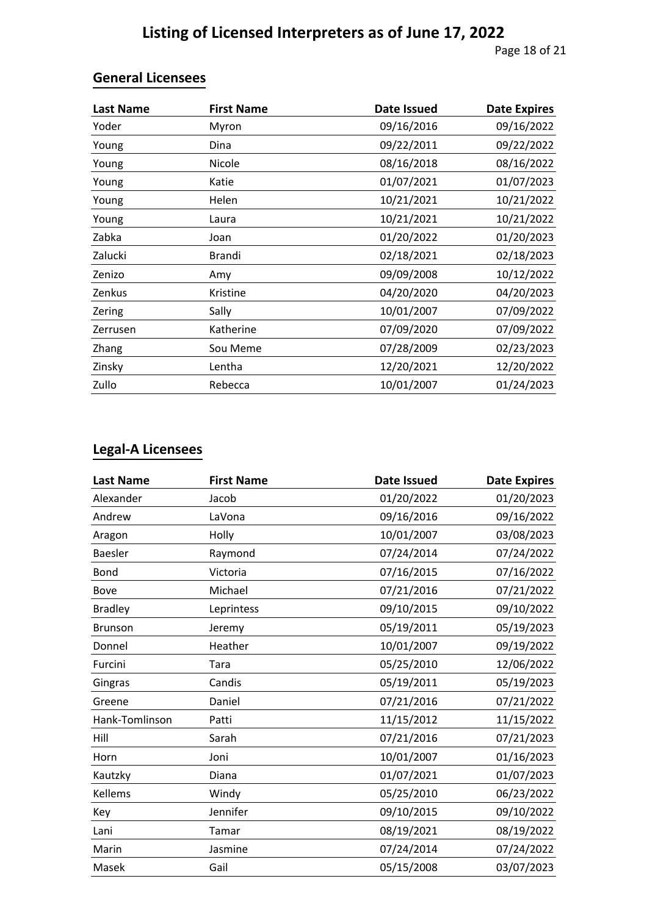# Listing of Licensed Interpreters as of June 17, 2022

## General Licensees

| Last Name | First Name | Date Issued | Date Expires |
|---|---|---|---|
| Yoder | Myron | 09/16/2016 | 09/16/2022 |
| Young | Dina | 09/22/2011 | 09/22/2022 |
| Young | Nicole | 08/16/2018 | 08/16/2022 |
| Young | Katie | 01/07/2021 | 01/07/2023 |
| Young | Helen | 10/21/2021 | 10/21/2022 |
| Young | Laura | 10/21/2021 | 10/21/2022 |
| Zabka | Joan | 01/20/2022 | 01/20/2023 |
| Zalucki | Brandi | 02/18/2021 | 02/18/2023 |
| Zenizo | Amy | 09/09/2008 | 10/12/2022 |
| Zenkus | Kristine | 04/20/2020 | 04/20/2023 |
| Zering | Sally | 10/01/2007 | 07/09/2022 |
| Zerrusen | Katherine | 07/09/2020 | 07/09/2022 |
| Zhang | Sou Meme | 07/28/2009 | 02/23/2023 |
| Zinsky | Lentha | 12/20/2021 | 12/20/2022 |
| Zullo | Rebecca | 10/01/2007 | 01/24/2023 |

## Legal-A Licensees

| Last Name | First Name | Date Issued | Date Expires |
|---|---|---|---|
| Alexander | Jacob | 01/20/2022 | 01/20/2023 |
| Andrew | LaVona | 09/16/2016 | 09/16/2022 |
| Aragon | Holly | 10/01/2007 | 03/08/2023 |
| Baesler | Raymond | 07/24/2014 | 07/24/2022 |
| Bond | Victoria | 07/16/2015 | 07/16/2022 |
| Bove | Michael | 07/21/2016 | 07/21/2022 |
| Bradley | Leprintess | 09/10/2015 | 09/10/2022 |
| Brunson | Jeremy | 05/19/2011 | 05/19/2023 |
| Donnel | Heather | 10/01/2007 | 09/19/2022 |
| Furcini | Tara | 05/25/2010 | 12/06/2022 |
| Gingras | Candis | 05/19/2011 | 05/19/2023 |
| Greene | Daniel | 07/21/2016 | 07/21/2022 |
| Hank-Tomlinson | Patti | 11/15/2012 | 11/15/2022 |
| Hill | Sarah | 07/21/2016 | 07/21/2023 |
| Horn | Joni | 10/01/2007 | 01/16/2023 |
| Kautzky | Diana | 01/07/2021 | 01/07/2023 |
| Kellems | Windy | 05/25/2010 | 06/23/2022 |
| Key | Jennifer | 09/10/2015 | 09/10/2022 |
| Lani | Tamar | 08/19/2021 | 08/19/2022 |
| Marin | Jasmine | 07/24/2014 | 07/24/2022 |
| Masek | Gail | 05/15/2008 | 03/07/2023 |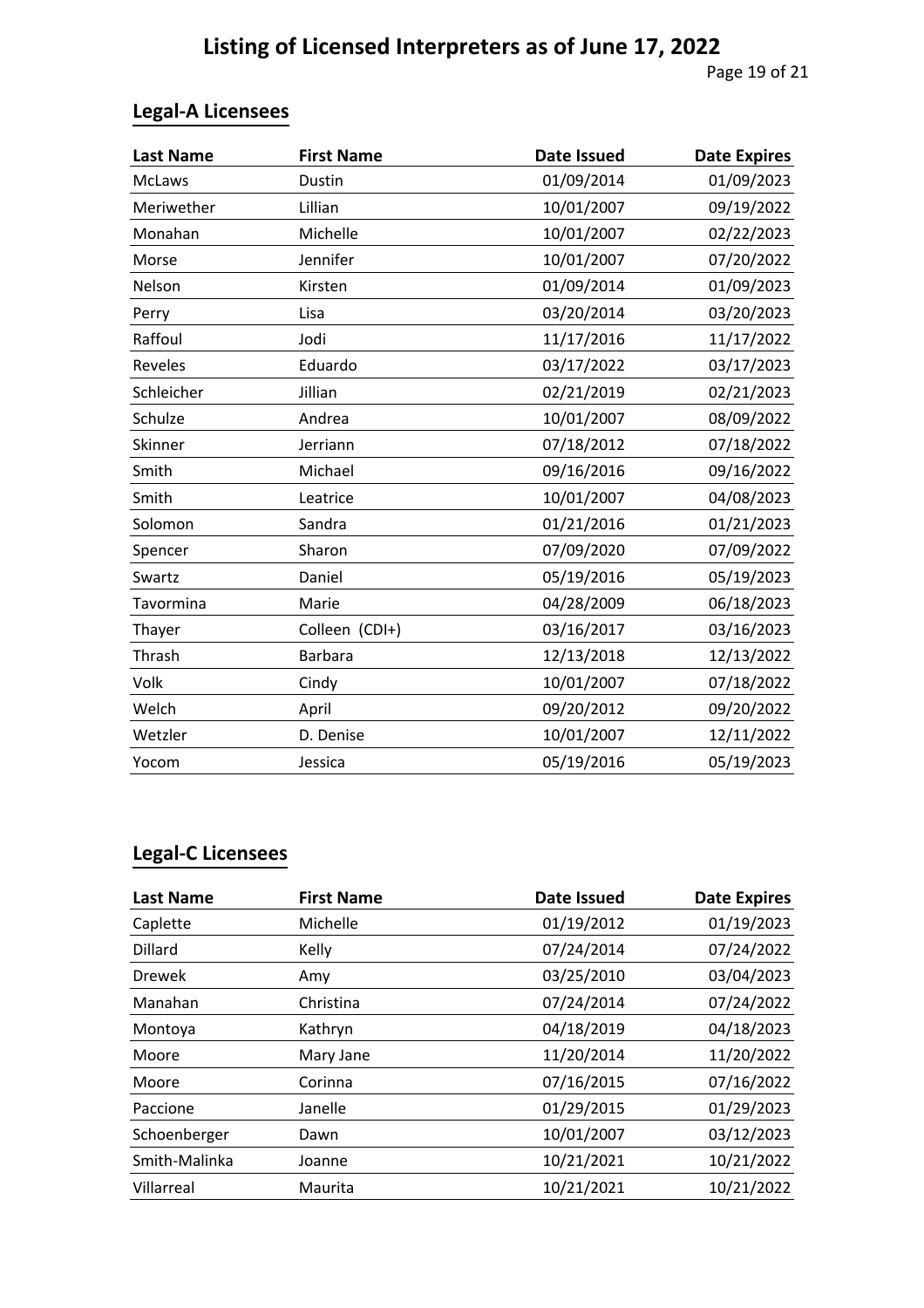# Listing of Licensed Interpreters as of June 17, 2022

## Legal-A Licensees

| Last Name | First Name | Date Issued | Date Expires |
| --- | --- | --- | --- |
| McLaws | Dustin | 01/09/2014 | 01/09/2023 |
| Meriwether | Lillian | 10/01/2007 | 09/19/2022 |
| Monahan | Michelle | 10/01/2007 | 02/22/2023 |
| Morse | Jennifer | 10/01/2007 | 07/20/2022 |
| Nelson | Kirsten | 01/09/2014 | 01/09/2023 |
| Perry | Lisa | 03/20/2014 | 03/20/2023 |
| Raffoul | Jodi | 11/17/2016 | 11/17/2022 |
| Reveles | Eduardo | 03/17/2022 | 03/17/2023 |
| Schleicher | Jillian | 02/21/2019 | 02/21/2023 |
| Schulze | Andrea | 10/01/2007 | 08/09/2022 |
| Skinner | Jerriann | 07/18/2012 | 07/18/2022 |
| Smith | Michael | 09/16/2016 | 09/16/2022 |
| Smith | Leatrice | 10/01/2007 | 04/08/2023 |
| Solomon | Sandra | 01/21/2016 | 01/21/2023 |
| Spencer | Sharon | 07/09/2020 | 07/09/2022 |
| Swartz | Daniel | 05/19/2016 | 05/19/2023 |
| Tavormina | Marie | 04/28/2009 | 06/18/2023 |
| Thayer | Colleen (CDI+) | 03/16/2017 | 03/16/2023 |
| Thrash | Barbara | 12/13/2018 | 12/13/2022 |
| Volk | Cindy | 10/01/2007 | 07/18/2022 |
| Welch | April | 09/20/2012 | 09/20/2022 |
| Wetzler | D. Denise | 10/01/2007 | 12/11/2022 |
| Yocom | Jessica | 05/19/2016 | 05/19/2023 |

## Legal-C Licensees

| Last Name | First Name | Date Issued | Date Expires |
| --- | --- | --- | --- |
| Caplette | Michelle | 01/19/2012 | 01/19/2023 |
| Dillard | Kelly | 07/24/2014 | 07/24/2022 |
| Drewek | Amy | 03/25/2010 | 03/04/2023 |
| Manahan | Christina | 07/24/2014 | 07/24/2022 |
| Montoya | Kathryn | 04/18/2019 | 04/18/2023 |
| Moore | Mary Jane | 11/20/2014 | 11/20/2022 |
| Moore | Corinna | 07/16/2015 | 07/16/2022 |
| Paccione | Janelle | 01/29/2015 | 01/29/2023 |
| Schoenberger | Dawn | 10/01/2007 | 03/12/2023 |
| Smith-Malinka | Joanne | 10/21/2021 | 10/21/2022 |
| Villarreal | Maurita | 10/21/2021 | 10/21/2022 |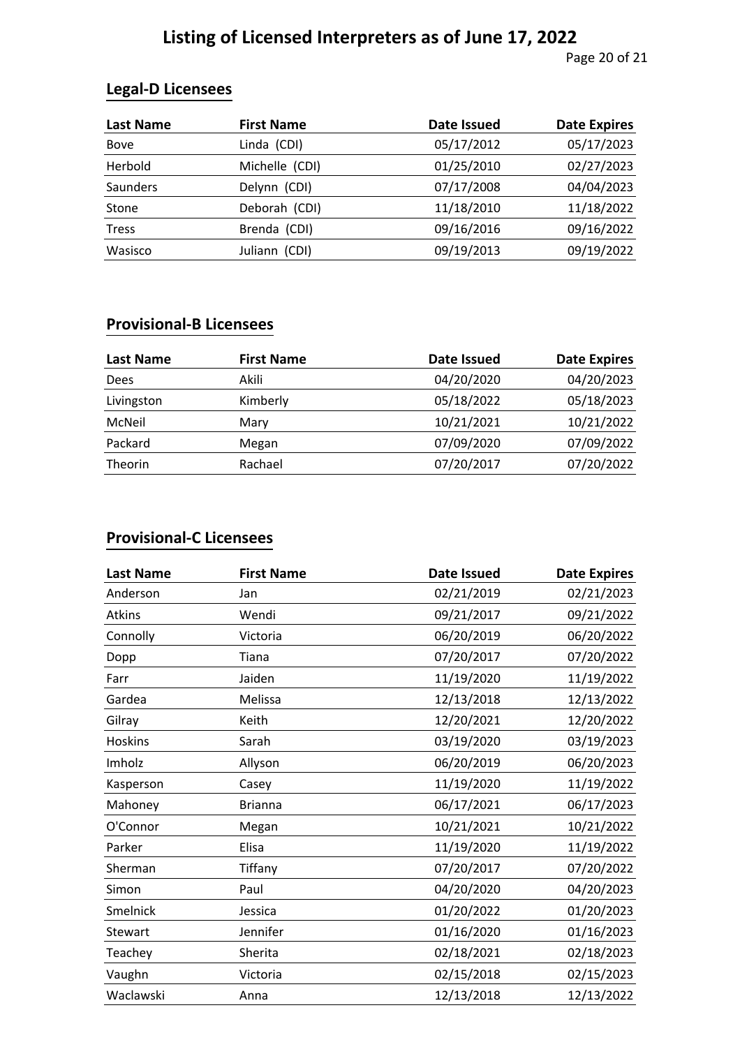# Listing of Licensed Interpreters as of June 17, 2022

## Legal-D Licensees

| Last Name | First Name | Date Issued | Date Expires |
|---|---|---|---|
| Bove | Linda (CDI) | 05/17/2012 | 05/17/2023 |
| Herbold | Michelle (CDI) | 01/25/2010 | 02/27/2023 |
| Saunders | Delynn (CDI) | 07/17/2008 | 04/04/2023 |
| Stone | Deborah (CDI) | 11/18/2010 | 11/18/2022 |
| Tress | Brenda (CDI) | 09/16/2016 | 09/16/2022 |
| Wasisco | Juliann (CDI) | 09/19/2013 | 09/19/2022 |

## Provisional-B Licensees

| Last Name | First Name | Date Issued | Date Expires |
|---|---|---|---|
| Dees | Akili | 04/20/2020 | 04/20/2023 |
| Livingston | Kimberly | 05/18/2022 | 05/18/2023 |
| McNeil | Mary | 10/21/2021 | 10/21/2022 |
| Packard | Megan | 07/09/2020 | 07/09/2022 |
| Theorin | Rachael | 07/20/2017 | 07/20/2022 |

## Provisional-C Licensees

| Last Name | First Name | Date Issued | Date Expires |
|---|---|---|---|
| Anderson | Jan | 02/21/2019 | 02/21/2023 |
| Atkins | Wendi | 09/21/2017 | 09/21/2022 |
| Connolly | Victoria | 06/20/2019 | 06/20/2022 |
| Dopp | Tiana | 07/20/2017 | 07/20/2022 |
| Farr | Jaiden | 11/19/2020 | 11/19/2022 |
| Gardea | Melissa | 12/13/2018 | 12/13/2022 |
| Gilray | Keith | 12/20/2021 | 12/20/2022 |
| Hoskins | Sarah | 03/19/2020 | 03/19/2023 |
| Imholz | Allyson | 06/20/2019 | 06/20/2023 |
| Kasperson | Casey | 11/19/2020 | 11/19/2022 |
| Mahoney | Brianna | 06/17/2021 | 06/17/2023 |
| O'Connor | Megan | 10/21/2021 | 10/21/2022 |
| Parker | Elisa | 11/19/2020 | 11/19/2022 |
| Sherman | Tiffany | 07/20/2017 | 07/20/2022 |
| Simon | Paul | 04/20/2020 | 04/20/2023 |
| Smelnick | Jessica | 01/20/2022 | 01/20/2023 |
| Stewart | Jennifer | 01/16/2020 | 01/16/2023 |
| Teachey | Sherita | 02/18/2021 | 02/18/2023 |
| Vaughn | Victoria | 02/15/2018 | 02/15/2023 |
| Waclawski | Anna | 12/13/2018 | 12/13/2022 |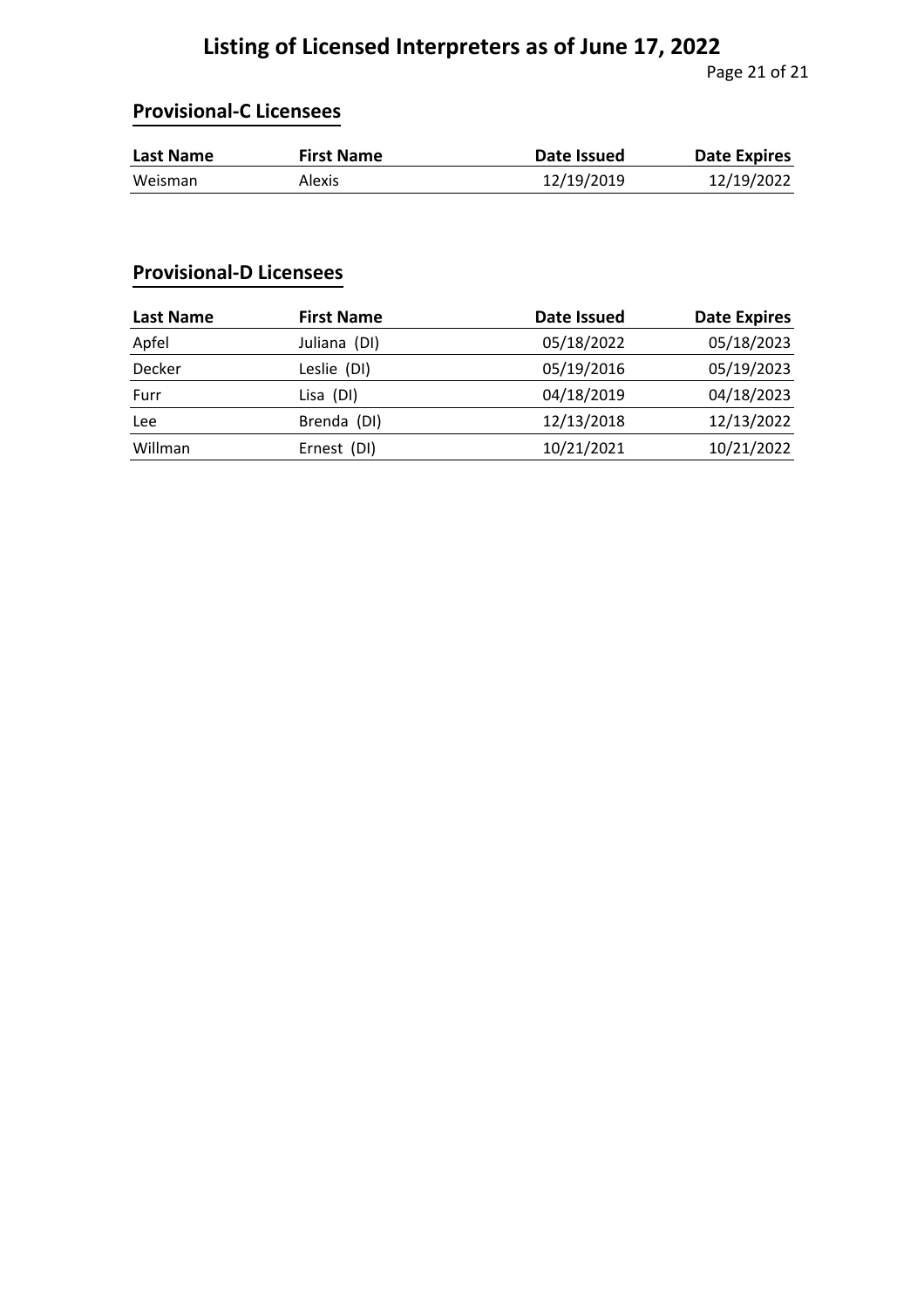# Listing of Licensed Interpreters as of June 17, 2022

## Provisional-C Licensees

| Last Name | First Name | Date Issued | Date Expires |
|---|---|---|---|
| Weisman | Alexis | 12/19/2019 | 12/19/2022 |

## Provisional-D Licensees

| Last Name | First Name | Date Issued | Date Expires |
|---|---|---|---|
| Apfel | Juliana (DI) | 05/18/2022 | 05/18/2023 |
| Decker | Leslie (DI) | 05/19/2016 | 05/19/2023 |
| Furr | Lisa (DI) | 04/18/2019 | 04/18/2023 |
| Lee | Brenda (DI) | 12/13/2018 | 12/13/2022 |
| Willman | Ernest (DI) | 10/21/2021 | 10/21/2022 |